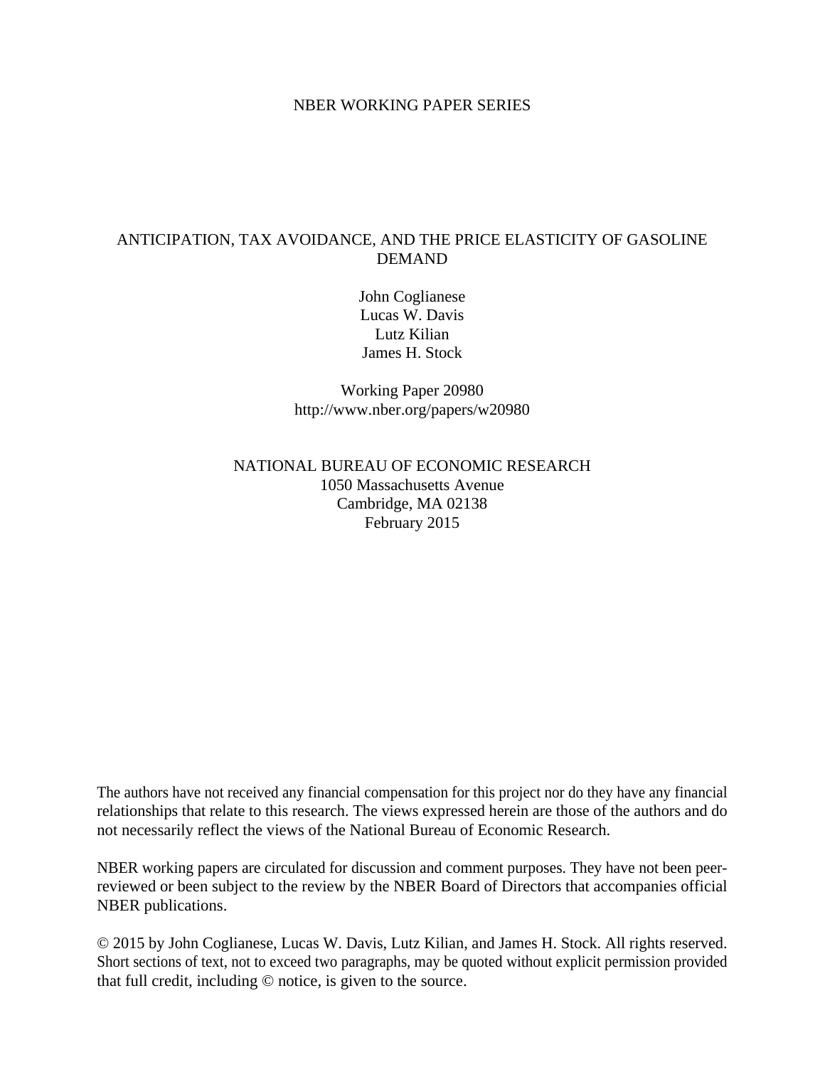NBER WORKING PAPER SERIES

# ANTICIPATION, TAX AVOIDANCE, AND THE PRICE ELASTICITY OF GASOLINE DEMAND

John Coglianese
Lucas W. Davis
Lutz Kilian
James H. Stock

Working Paper 20980
http://www.nber.org/papers/w20980

NATIONAL BUREAU OF ECONOMIC RESEARCH
1050 Massachusetts Avenue
Cambridge, MA 02138
February 2015

The authors have not received any financial compensation for this project nor do they have any financial relationships that relate to this research. The views expressed herein are those of the authors and do not necessarily reflect the views of the National Bureau of Economic Research.

NBER working papers are circulated for discussion and comment purposes. They have not been peer-reviewed or been subject to the review by the NBER Board of Directors that accompanies official NBER publications.

© 2015 by John Coglianese, Lucas W. Davis, Lutz Kilian, and James H. Stock. All rights reserved. Short sections of text, not to exceed two paragraphs, may be quoted without explicit permission provided that full credit, including © notice, is given to the source.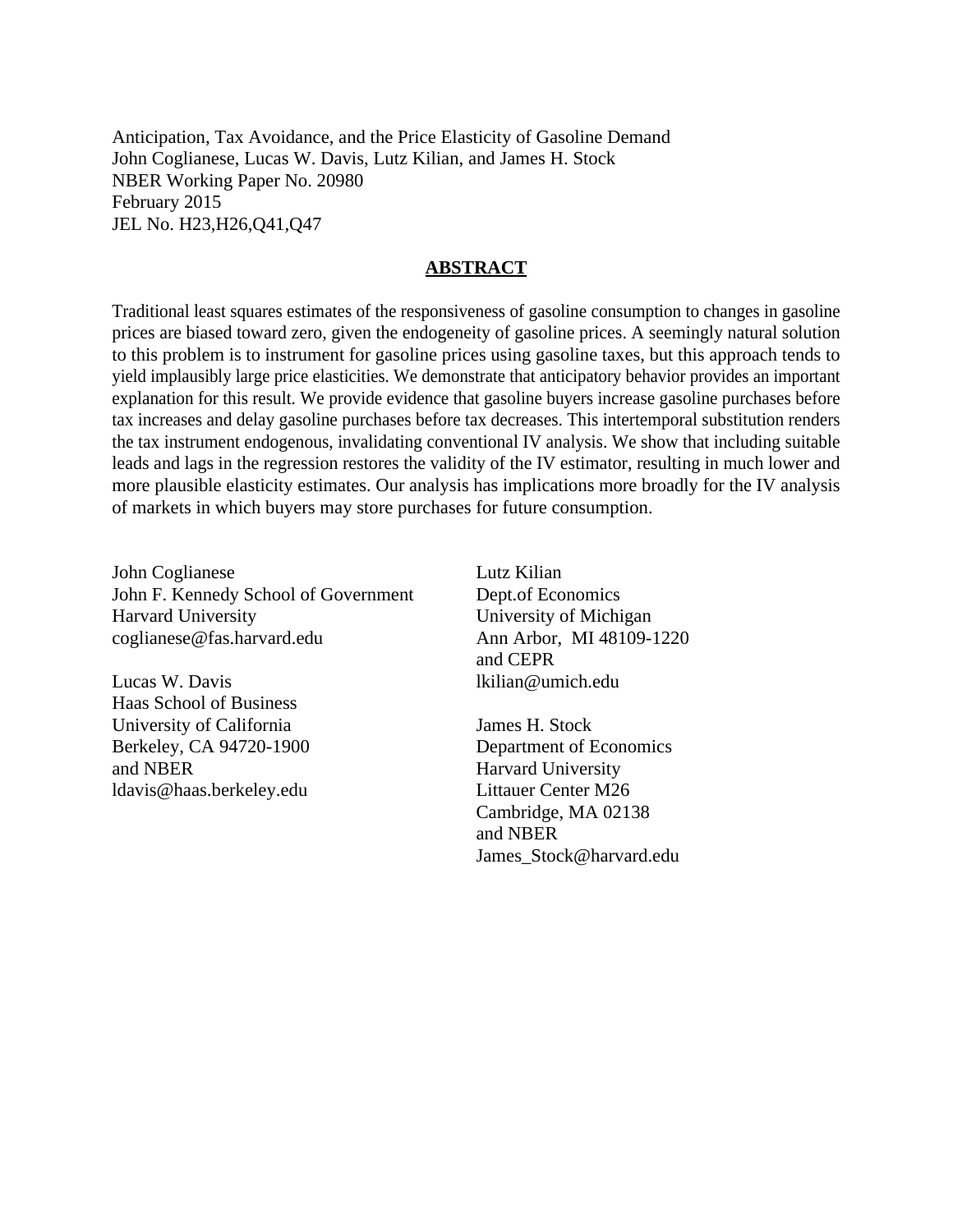Anticipation, Tax Avoidance, and the Price Elasticity of Gasoline Demand
John Coglianese, Lucas W. Davis, Lutz Kilian, and James H. Stock
NBER Working Paper No. 20980
February 2015
JEL No. H23,H26,Q41,Q47

## ABSTRACT

Traditional least squares estimates of the responsiveness of gasoline consumption to changes in gasoline prices are biased toward zero, given the endogeneity of gasoline prices. A seemingly natural solution to this problem is to instrument for gasoline prices using gasoline taxes, but this approach tends to yield implausibly large price elasticities. We demonstrate that anticipatory behavior provides an important explanation for this result. We provide evidence that gasoline buyers increase gasoline purchases before tax increases and delay gasoline purchases before tax decreases. This intertemporal substitution renders the tax instrument endogenous, invalidating conventional IV analysis. We show that including suitable leads and lags in the regression restores the validity of the IV estimator, resulting in much lower and more plausible elasticity estimates. Our analysis has implications more broadly for the IV analysis of markets in which buyers may store purchases for future consumption.

John Coglianese
John F. Kennedy School of Government
Harvard University
coglianese@fas.harvard.edu

Lucas W. Davis
Haas School of Business
University of California
Berkeley, CA 94720-1900
and NBER
ldavis@haas.berkeley.edu

Lutz Kilian
Dept.of Economics
University of Michigan
Ann Arbor, MI 48109-1220
and CEPR
lkilian@umich.edu

James H. Stock
Department of Economics
Harvard University
Littauer Center M26
Cambridge, MA 02138
and NBER
James_Stock@harvard.edu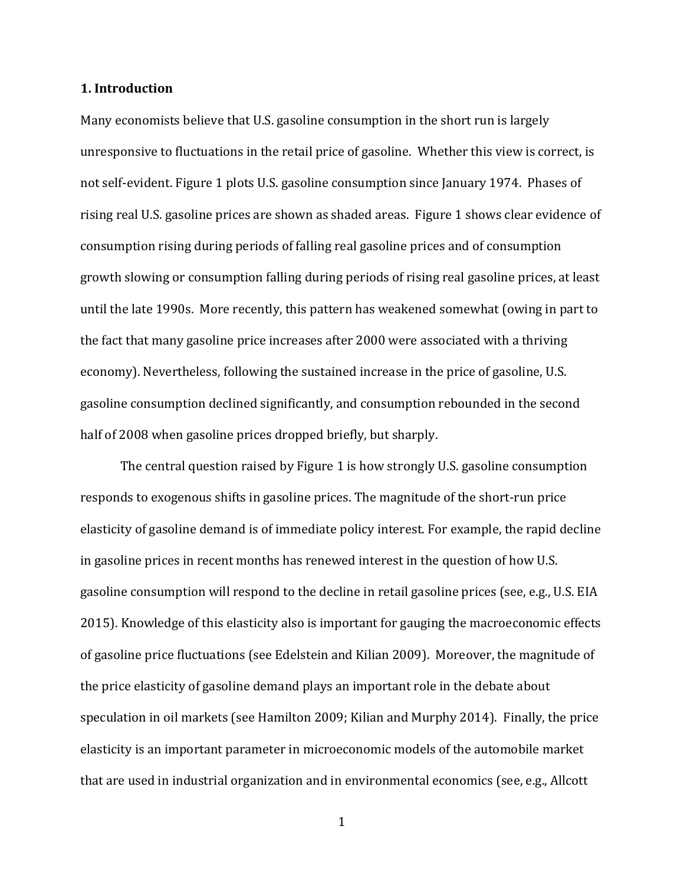## 1. Introduction

Many economists believe that U.S. gasoline consumption in the short run is largely unresponsive to fluctuations in the retail price of gasoline. Whether this view is correct, is not self-evident. Figure 1 plots U.S. gasoline consumption since January 1974. Phases of rising real U.S. gasoline prices are shown as shaded areas. Figure 1 shows clear evidence of consumption rising during periods of falling real gasoline prices and of consumption growth slowing or consumption falling during periods of rising real gasoline prices, at least until the late 1990s. More recently, this pattern has weakened somewhat (owing in part to the fact that many gasoline price increases after 2000 were associated with a thriving economy). Nevertheless, following the sustained increase in the price of gasoline, U.S. gasoline consumption declined significantly, and consumption rebounded in the second half of 2008 when gasoline prices dropped briefly, but sharply.

The central question raised by Figure 1 is how strongly U.S. gasoline consumption responds to exogenous shifts in gasoline prices. The magnitude of the short-run price elasticity of gasoline demand is of immediate policy interest. For example, the rapid decline in gasoline prices in recent months has renewed interest in the question of how U.S. gasoline consumption will respond to the decline in retail gasoline prices (see, e.g., U.S. EIA 2015). Knowledge of this elasticity also is important for gauging the macroeconomic effects of gasoline price fluctuations (see Edelstein and Kilian 2009). Moreover, the magnitude of the price elasticity of gasoline demand plays an important role in the debate about speculation in oil markets (see Hamilton 2009; Kilian and Murphy 2014). Finally, the price elasticity is an important parameter in microeconomic models of the automobile market that are used in industrial organization and in environmental economics (see, e.g., Allcott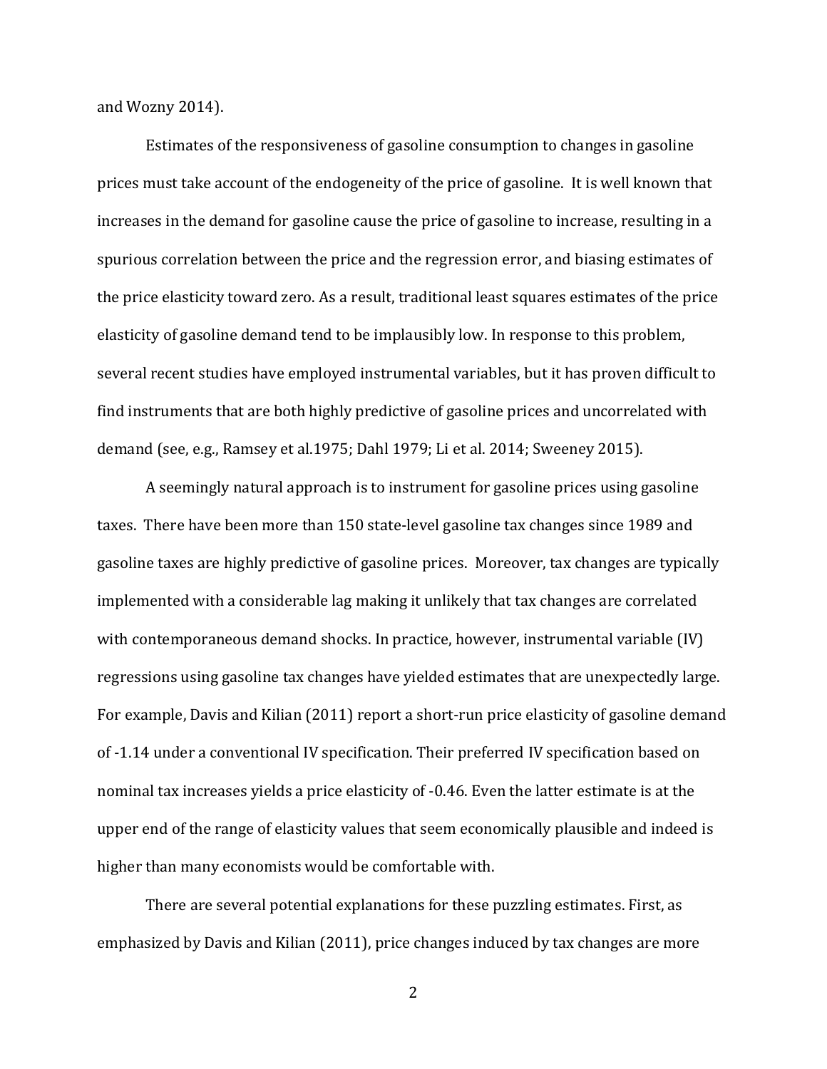and Wozny 2014).

Estimates of the responsiveness of gasoline consumption to changes in gasoline prices must take account of the endogeneity of the price of gasoline. It is well known that increases in the demand for gasoline cause the price of gasoline to increase, resulting in a spurious correlation between the price and the regression error, and biasing estimates of the price elasticity toward zero. As a result, traditional least squares estimates of the price elasticity of gasoline demand tend to be implausibly low. In response to this problem, several recent studies have employed instrumental variables, but it has proven difficult to find instruments that are both highly predictive of gasoline prices and uncorrelated with demand (see, e.g., Ramsey et al.1975; Dahl 1979; Li et al. 2014; Sweeney 2015).

A seemingly natural approach is to instrument for gasoline prices using gasoline taxes. There have been more than 150 state-level gasoline tax changes since 1989 and gasoline taxes are highly predictive of gasoline prices. Moreover, tax changes are typically implemented with a considerable lag making it unlikely that tax changes are correlated with contemporaneous demand shocks. In practice, however, instrumental variable (IV) regressions using gasoline tax changes have yielded estimates that are unexpectedly large. For example, Davis and Kilian (2011) report a short-run price elasticity of gasoline demand of -1.14 under a conventional IV specification. Their preferred IV specification based on nominal tax increases yields a price elasticity of -0.46. Even the latter estimate is at the upper end of the range of elasticity values that seem economically plausible and indeed is higher than many economists would be comfortable with.

There are several potential explanations for these puzzling estimates. First, as emphasized by Davis and Kilian (2011), price changes induced by tax changes are more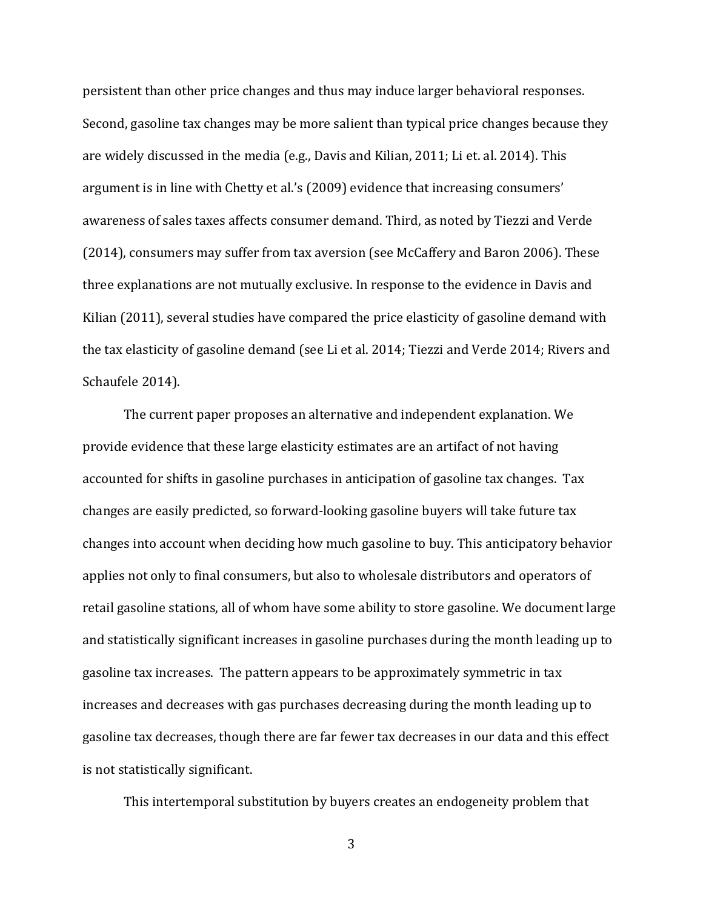persistent than other price changes and thus may induce larger behavioral responses. Second, gasoline tax changes may be more salient than typical price changes because they are widely discussed in the media (e.g., Davis and Kilian, 2011; Li et. al. 2014). This argument is in line with Chetty et al.'s (2009) evidence that increasing consumers' awareness of sales taxes affects consumer demand. Third, as noted by Tiezzi and Verde (2014), consumers may suffer from tax aversion (see McCaffery and Baron 2006). These three explanations are not mutually exclusive. In response to the evidence in Davis and Kilian (2011), several studies have compared the price elasticity of gasoline demand with the tax elasticity of gasoline demand (see Li et al. 2014; Tiezzi and Verde 2014; Rivers and Schaufele 2014).

The current paper proposes an alternative and independent explanation. We provide evidence that these large elasticity estimates are an artifact of not having accounted for shifts in gasoline purchases in anticipation of gasoline tax changes. Tax changes are easily predicted, so forward-looking gasoline buyers will take future tax changes into account when deciding how much gasoline to buy. This anticipatory behavior applies not only to final consumers, but also to wholesale distributors and operators of retail gasoline stations, all of whom have some ability to store gasoline. We document large and statistically significant increases in gasoline purchases during the month leading up to gasoline tax increases. The pattern appears to be approximately symmetric in tax increases and decreases with gas purchases decreasing during the month leading up to gasoline tax decreases, though there are far fewer tax decreases in our data and this effect is not statistically significant.

This intertemporal substitution by buyers creates an endogeneity problem that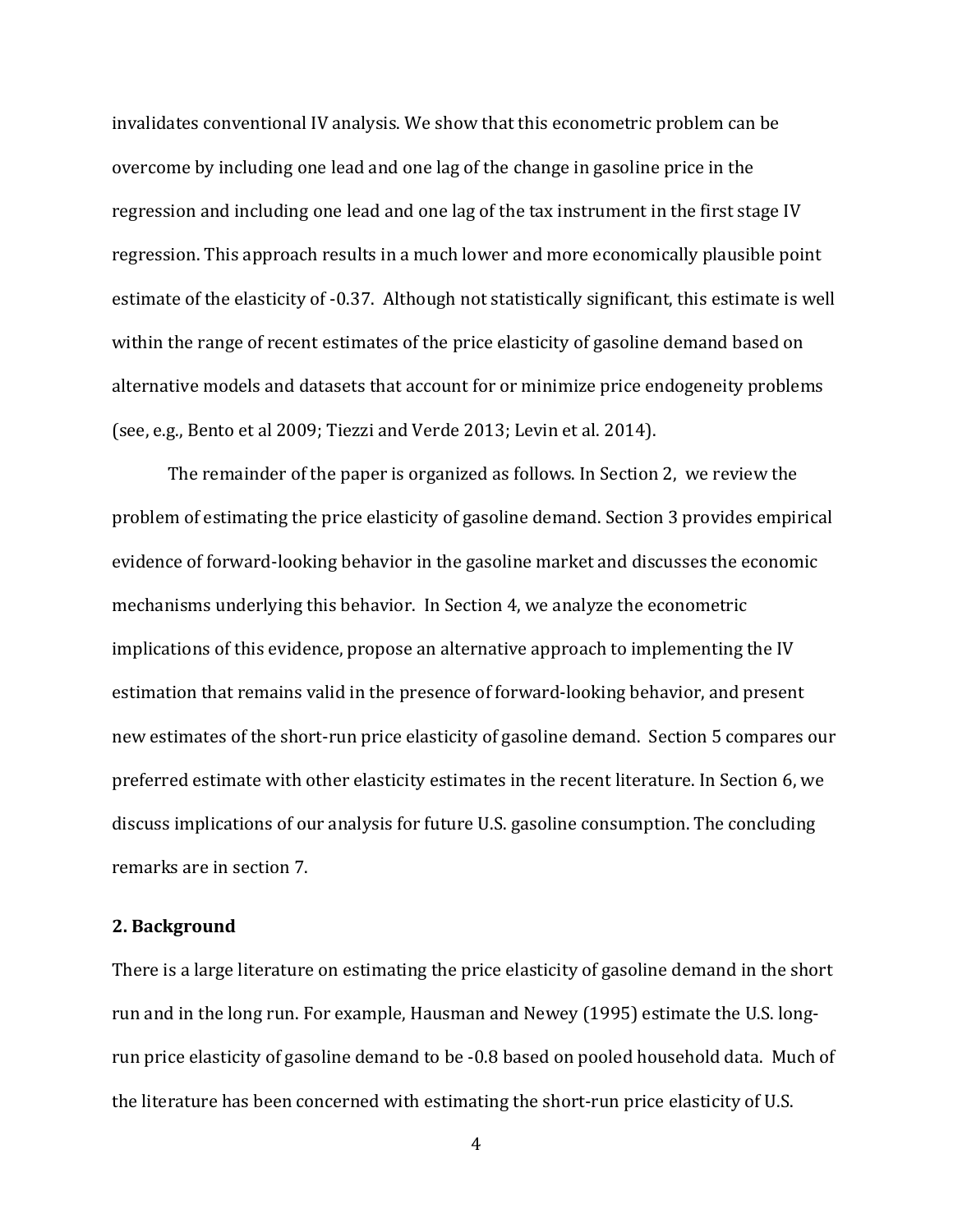invalidates conventional IV analysis. We show that this econometric problem can be overcome by including one lead and one lag of the change in gasoline price in the regression and including one lead and one lag of the tax instrument in the first stage IV regression. This approach results in a much lower and more economically plausible point estimate of the elasticity of -0.37. Although not statistically significant, this estimate is well within the range of recent estimates of the price elasticity of gasoline demand based on alternative models and datasets that account for or minimize price endogeneity problems (see, e.g., Bento et al 2009; Tiezzi and Verde 2013; Levin et al. 2014).

The remainder of the paper is organized as follows. In Section 2, we review the problem of estimating the price elasticity of gasoline demand. Section 3 provides empirical evidence of forward-looking behavior in the gasoline market and discusses the economic mechanisms underlying this behavior. In Section 4, we analyze the econometric implications of this evidence, propose an alternative approach to implementing the IV estimation that remains valid in the presence of forward-looking behavior, and present new estimates of the short-run price elasticity of gasoline demand. Section 5 compares our preferred estimate with other elasticity estimates in the recent literature. In Section 6, we discuss implications of our analysis for future U.S. gasoline consumption. The concluding remarks are in section 7.

## 2. Background

There is a large literature on estimating the price elasticity of gasoline demand in the short run and in the long run. For example, Hausman and Newey (1995) estimate the U.S. long-run price elasticity of gasoline demand to be -0.8 based on pooled household data. Much of the literature has been concerned with estimating the short-run price elasticity of U.S.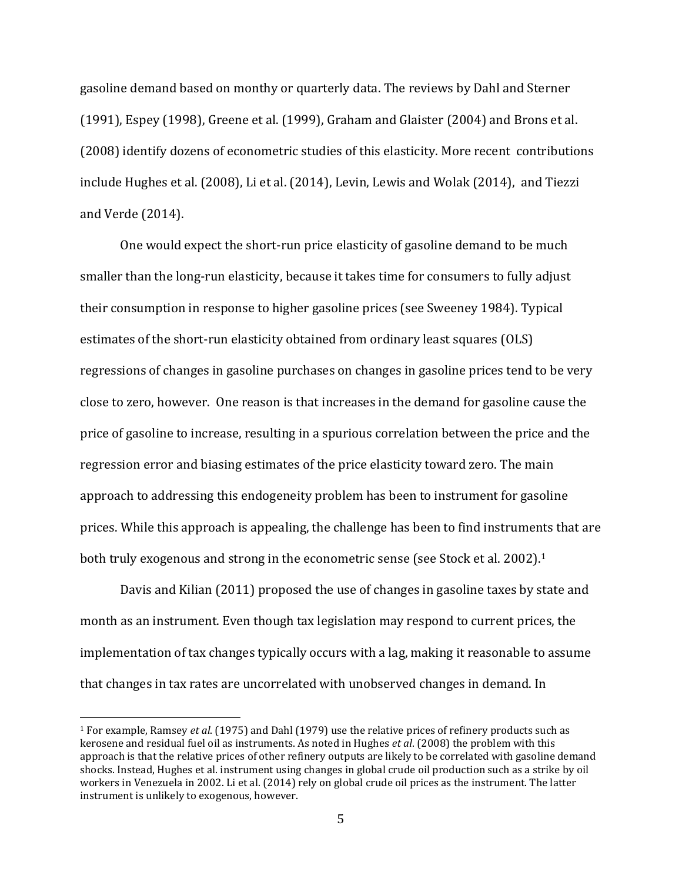gasoline demand based on monthy or quarterly data. The reviews by Dahl and Sterner (1991), Espey (1998), Greene et al. (1999), Graham and Glaister (2004) and Brons et al. (2008) identify dozens of econometric studies of this elasticity. More recent contributions include Hughes et al. (2008), Li et al. (2014), Levin, Lewis and Wolak (2014), and Tiezzi and Verde (2014).

One would expect the short-run price elasticity of gasoline demand to be much smaller than the long-run elasticity, because it takes time for consumers to fully adjust their consumption in response to higher gasoline prices (see Sweeney 1984). Typical estimates of the short-run elasticity obtained from ordinary least squares (OLS) regressions of changes in gasoline purchases on changes in gasoline prices tend to be very close to zero, however. One reason is that increases in the demand for gasoline cause the price of gasoline to increase, resulting in a spurious correlation between the price and the regression error and biasing estimates of the price elasticity toward zero. The main approach to addressing this endogeneity problem has been to instrument for gasoline prices. While this approach is appealing, the challenge has been to find instruments that are both truly exogenous and strong in the econometric sense (see Stock et al. 2002).[1]

Davis and Kilian (2011) proposed the use of changes in gasoline taxes by state and month as an instrument. Even though tax legislation may respond to current prices, the implementation of tax changes typically occurs with a lag, making it reasonable to assume that changes in tax rates are uncorrelated with unobserved changes in demand. In

[1] For example, Ramsey *et al*. (1975) and Dahl (1979) use the relative prices of refinery products such as kerosene and residual fuel oil as instruments. As noted in Hughes *et al*. (2008) the problem with this approach is that the relative prices of other refinery outputs are likely to be correlated with gasoline demand shocks. Instead, Hughes et al. instrument using changes in global crude oil production such as a strike by oil workers in Venezuela in 2002. Li et al. (2014) rely on global crude oil prices as the instrument. The latter instrument is unlikely to exogenous, however.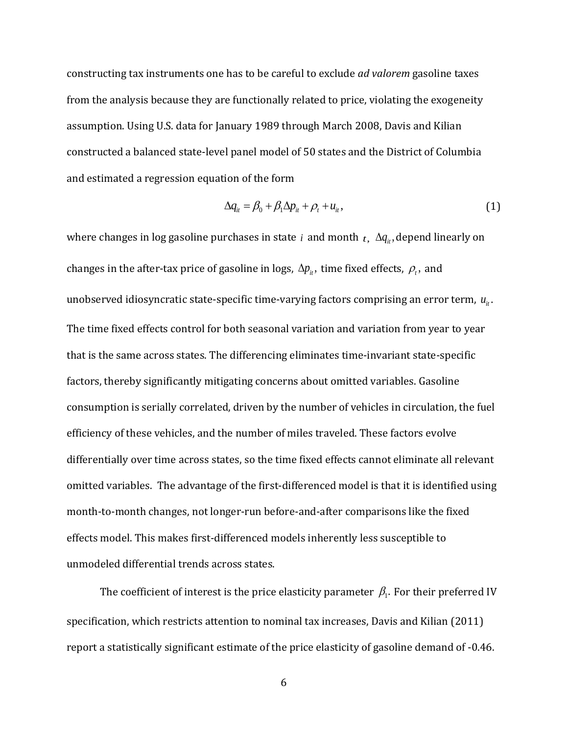constructing tax instruments one has to be careful to exclude *ad valorem* gasoline taxes from the analysis because they are functionally related to price, violating the exogeneity assumption. Using U.S. data for January 1989 through March 2008, Davis and Kilian constructed a balanced state-level panel model of 50 states and the District of Columbia and estimated a regression equation of the form

$$\Delta q_{it} = \beta_0 + \beta_1 \Delta p_{it} + \rho_t + u_{it}, \tag{1}$$

where changes in log gasoline purchases in state $i$ and month $t$, $\Delta q_{it}$, depend linearly on changes in the after-tax price of gasoline in logs, $\Delta p_{it}$, time fixed effects, $\rho_t$, and unobserved idiosyncratic state-specific time-varying factors comprising an error term, $u_{it}$. The time fixed effects control for both seasonal variation and variation from year to year that is the same across states. The differencing eliminates time-invariant state-specific factors, thereby significantly mitigating concerns about omitted variables. Gasoline consumption is serially correlated, driven by the number of vehicles in circulation, the fuel efficiency of these vehicles, and the number of miles traveled. These factors evolve differentially over time across states, so the time fixed effects cannot eliminate all relevant omitted variables. The advantage of the first-differenced model is that it is identified using month-to-month changes, not longer-run before-and-after comparisons like the fixed effects model. This makes first-differenced models inherently less susceptible to unmodeled differential trends across states.

The coefficient of interest is the price elasticity parameter $\beta_1$. For their preferred IV specification, which restricts attention to nominal tax increases, Davis and Kilian (2011) report a statistically significant estimate of the price elasticity of gasoline demand of -0.46.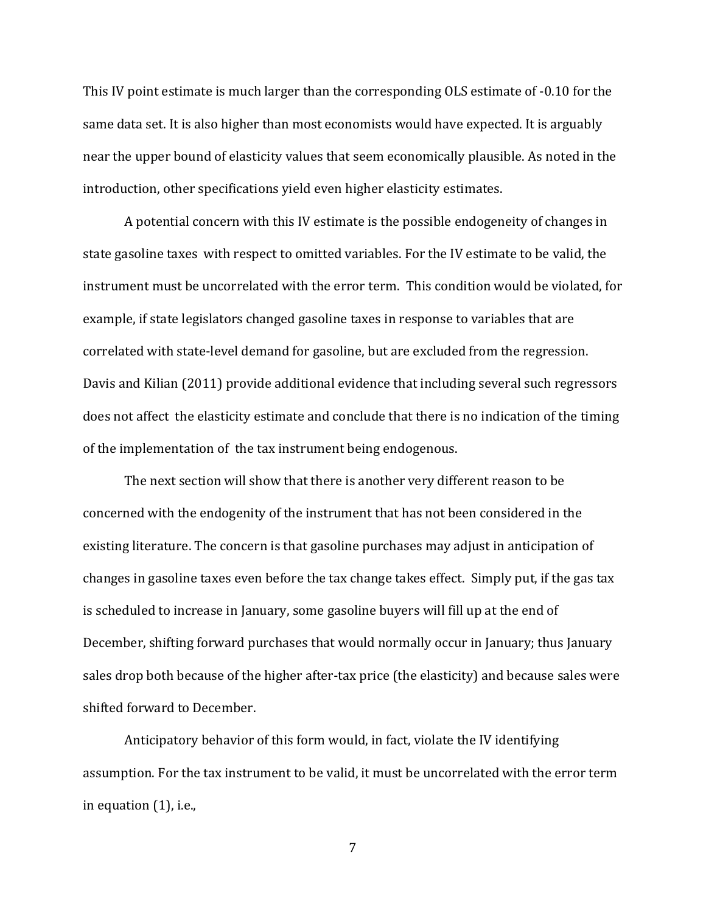This IV point estimate is much larger than the corresponding OLS estimate of -0.10 for the same data set. It is also higher than most economists would have expected. It is arguably near the upper bound of elasticity values that seem economically plausible. As noted in the introduction, other specifications yield even higher elasticity estimates.

A potential concern with this IV estimate is the possible endogeneity of changes in state gasoline taxes with respect to omitted variables. For the IV estimate to be valid, the instrument must be uncorrelated with the error term. This condition would be violated, for example, if state legislators changed gasoline taxes in response to variables that are correlated with state-level demand for gasoline, but are excluded from the regression. Davis and Kilian (2011) provide additional evidence that including several such regressors does not affect the elasticity estimate and conclude that there is no indication of the timing of the implementation of the tax instrument being endogenous.

The next section will show that there is another very different reason to be concerned with the endogenity of the instrument that has not been considered in the existing literature. The concern is that gasoline purchases may adjust in anticipation of changes in gasoline taxes even before the tax change takes effect. Simply put, if the gas tax is scheduled to increase in January, some gasoline buyers will fill up at the end of December, shifting forward purchases that would normally occur in January; thus January sales drop both because of the higher after-tax price (the elasticity) and because sales were shifted forward to December.

Anticipatory behavior of this form would, in fact, violate the IV identifying assumption. For the tax instrument to be valid, it must be uncorrelated with the error term in equation (1), i.e.,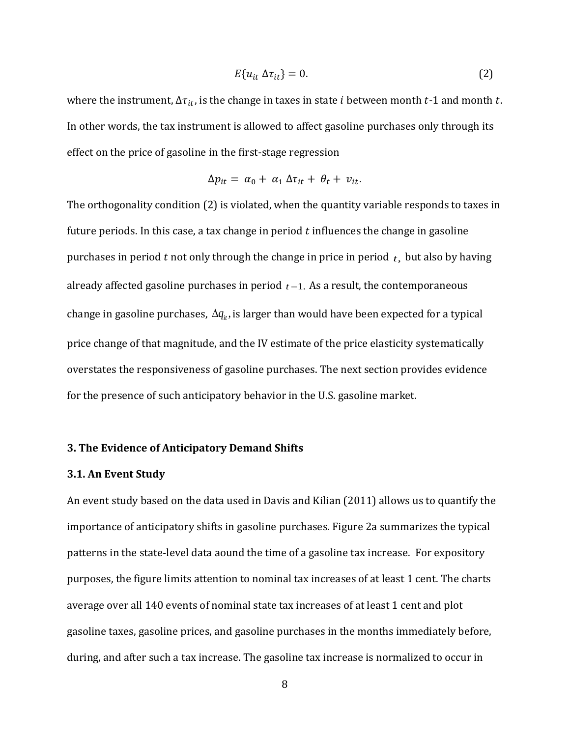$$E\{u_{it}\ \Delta\tau_{it}\} = 0. \tag{2}$$

where the instrument, $\Delta\tau_{it}$, is the change in taxes in state $i$ between month $t$-1 and month $t$. In other words, the tax instrument is allowed to affect gasoline purchases only through its effect on the price of gasoline in the first-stage regression

$$\Delta p_{it} = \alpha_0 + \alpha_1\ \Delta\tau_{it} + \theta_t + v_{it}.$$

The orthogonality condition (2) is violated, when the quantity variable responds to taxes in future periods. In this case, a tax change in period $t$ influences the change in gasoline purchases in period $t$ not only through the change in price in period $t$, but also by having already affected gasoline purchases in period $t-1$. As a result, the contemporaneous change in gasoline purchases, $\Delta q_{it}$, is larger than would have been expected for a typical price change of that magnitude, and the IV estimate of the price elasticity systematically overstates the responsiveness of gasoline purchases. The next section provides evidence for the presence of such anticipatory behavior in the U.S. gasoline market.

## 3. The Evidence of Anticipatory Demand Shifts

### 3.1. An Event Study

An event study based on the data used in Davis and Kilian (2011) allows us to quantify the importance of anticipatory shifts in gasoline purchases. Figure 2a summarizes the typical patterns in the state-level data aound the time of a gasoline tax increase. For expository purposes, the figure limits attention to nominal tax increases of at least 1 cent. The charts average over all 140 events of nominal state tax increases of at least 1 cent and plot gasoline taxes, gasoline prices, and gasoline purchases in the months immediately before, during, and after such a tax increase. The gasoline tax increase is normalized to occur in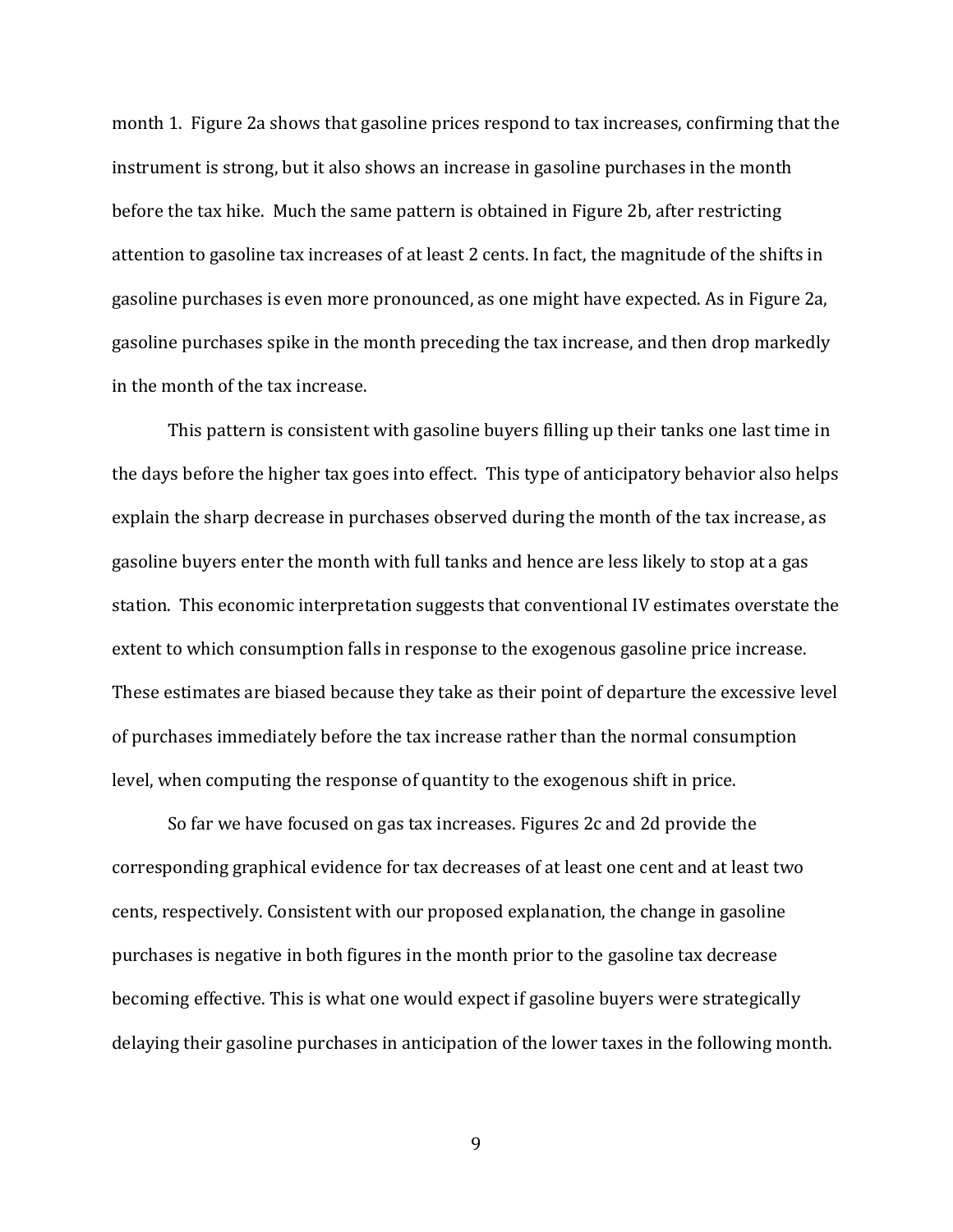month 1. Figure 2a shows that gasoline prices respond to tax increases, confirming that the instrument is strong, but it also shows an increase in gasoline purchases in the month before the tax hike. Much the same pattern is obtained in Figure 2b, after restricting attention to gasoline tax increases of at least 2 cents. In fact, the magnitude of the shifts in gasoline purchases is even more pronounced, as one might have expected. As in Figure 2a, gasoline purchases spike in the month preceding the tax increase, and then drop markedly in the month of the tax increase.

This pattern is consistent with gasoline buyers filling up their tanks one last time in the days before the higher tax goes into effect. This type of anticipatory behavior also helps explain the sharp decrease in purchases observed during the month of the tax increase, as gasoline buyers enter the month with full tanks and hence are less likely to stop at a gas station. This economic interpretation suggests that conventional IV estimates overstate the extent to which consumption falls in response to the exogenous gasoline price increase. These estimates are biased because they take as their point of departure the excessive level of purchases immediately before the tax increase rather than the normal consumption level, when computing the response of quantity to the exogenous shift in price.

So far we have focused on gas tax increases. Figures 2c and 2d provide the corresponding graphical evidence for tax decreases of at least one cent and at least two cents, respectively. Consistent with our proposed explanation, the change in gasoline purchases is negative in both figures in the month prior to the gasoline tax decrease becoming effective. This is what one would expect if gasoline buyers were strategically delaying their gasoline purchases in anticipation of the lower taxes in the following month.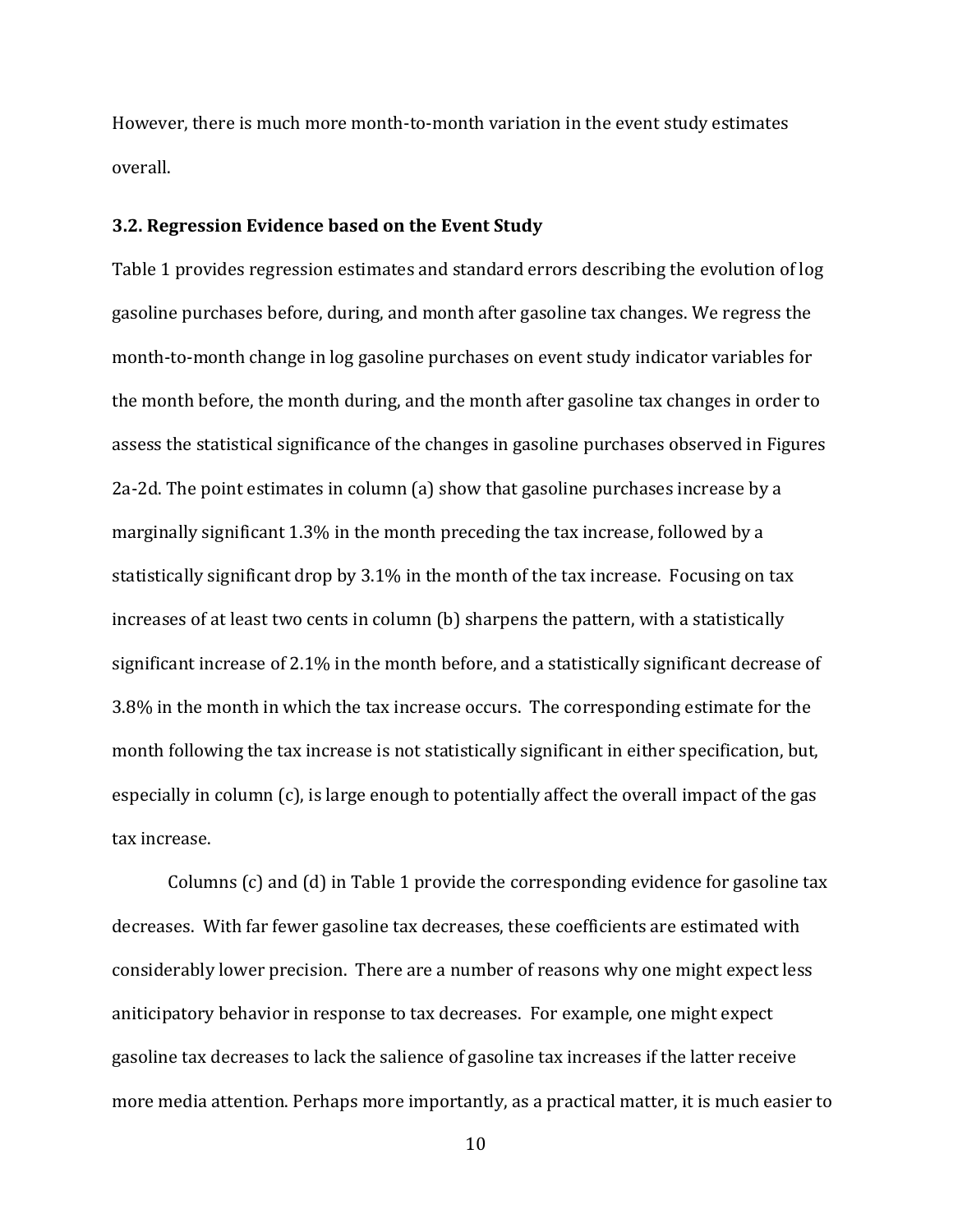However, there is much more month-to-month variation in the event study estimates overall.

### 3.2. Regression Evidence based on the Event Study

Table 1 provides regression estimates and standard errors describing the evolution of log gasoline purchases before, during, and month after gasoline tax changes. We regress the month-to-month change in log gasoline purchases on event study indicator variables for the month before, the month during, and the month after gasoline tax changes in order to assess the statistical significance of the changes in gasoline purchases observed in Figures 2a-2d. The point estimates in column (a) show that gasoline purchases increase by a marginally significant 1.3% in the month preceding the tax increase, followed by a statistically significant drop by 3.1% in the month of the tax increase. Focusing on tax increases of at least two cents in column (b) sharpens the pattern, with a statistically significant increase of 2.1% in the month before, and a statistically significant decrease of 3.8% in the month in which the tax increase occurs. The corresponding estimate for the month following the tax increase is not statistically significant in either specification, but, especially in column (c), is large enough to potentially affect the overall impact of the gas tax increase.

Columns (c) and (d) in Table 1 provide the corresponding evidence for gasoline tax decreases. With far fewer gasoline tax decreases, these coefficients are estimated with considerably lower precision. There are a number of reasons why one might expect less aniticipatory behavior in response to tax decreases. For example, one might expect gasoline tax decreases to lack the salience of gasoline tax increases if the latter receive more media attention. Perhaps more importantly, as a practical matter, it is much easier to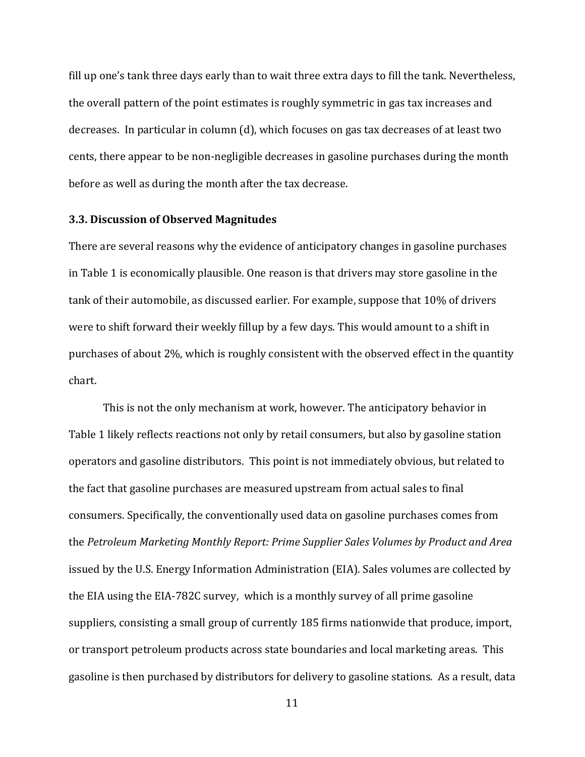fill up one's tank three days early than to wait three extra days to fill the tank. Nevertheless, the overall pattern of the point estimates is roughly symmetric in gas tax increases and decreases. In particular in column (d), which focuses on gas tax decreases of at least two cents, there appear to be non-negligible decreases in gasoline purchases during the month before as well as during the month after the tax decrease.

### 3.3. Discussion of Observed Magnitudes

There are several reasons why the evidence of anticipatory changes in gasoline purchases in Table 1 is economically plausible. One reason is that drivers may store gasoline in the tank of their automobile, as discussed earlier. For example, suppose that 10% of drivers were to shift forward their weekly fillup by a few days. This would amount to a shift in purchases of about 2%, which is roughly consistent with the observed effect in the quantity chart.

This is not the only mechanism at work, however. The anticipatory behavior in Table 1 likely reflects reactions not only by retail consumers, but also by gasoline station operators and gasoline distributors. This point is not immediately obvious, but related to the fact that gasoline purchases are measured upstream from actual sales to final consumers. Specifically, the conventionally used data on gasoline purchases comes from the *Petroleum Marketing Monthly Report: Prime Supplier Sales Volumes by Product and Area* issued by the U.S. Energy Information Administration (EIA). Sales volumes are collected by the EIA using the EIA-782C survey, which is a monthly survey of all prime gasoline suppliers, consisting a small group of currently 185 firms nationwide that produce, import, or transport petroleum products across state boundaries and local marketing areas. This gasoline is then purchased by distributors for delivery to gasoline stations. As a result, data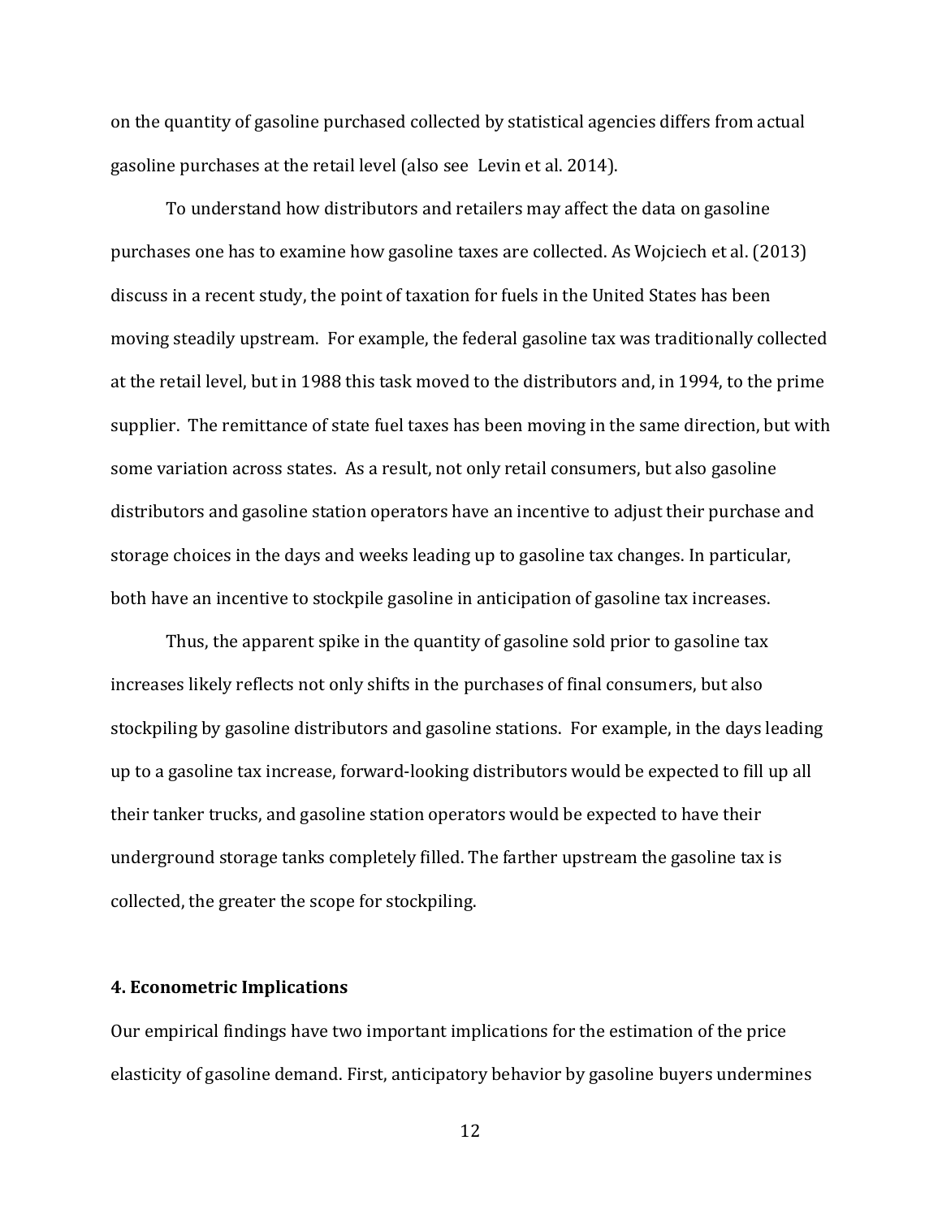on the quantity of gasoline purchased collected by statistical agencies differs from actual gasoline purchases at the retail level (also see Levin et al. 2014).

To understand how distributors and retailers may affect the data on gasoline purchases one has to examine how gasoline taxes are collected. As Wojciech et al. (2013) discuss in a recent study, the point of taxation for fuels in the United States has been moving steadily upstream. For example, the federal gasoline tax was traditionally collected at the retail level, but in 1988 this task moved to the distributors and, in 1994, to the prime supplier. The remittance of state fuel taxes has been moving in the same direction, but with some variation across states. As a result, not only retail consumers, but also gasoline distributors and gasoline station operators have an incentive to adjust their purchase and storage choices in the days and weeks leading up to gasoline tax changes. In particular, both have an incentive to stockpile gasoline in anticipation of gasoline tax increases.

Thus, the apparent spike in the quantity of gasoline sold prior to gasoline tax increases likely reflects not only shifts in the purchases of final consumers, but also stockpiling by gasoline distributors and gasoline stations. For example, in the days leading up to a gasoline tax increase, forward-looking distributors would be expected to fill up all their tanker trucks, and gasoline station operators would be expected to have their underground storage tanks completely filled. The farther upstream the gasoline tax is collected, the greater the scope for stockpiling.

## 4. Econometric Implications

Our empirical findings have two important implications for the estimation of the price elasticity of gasoline demand. First, anticipatory behavior by gasoline buyers undermines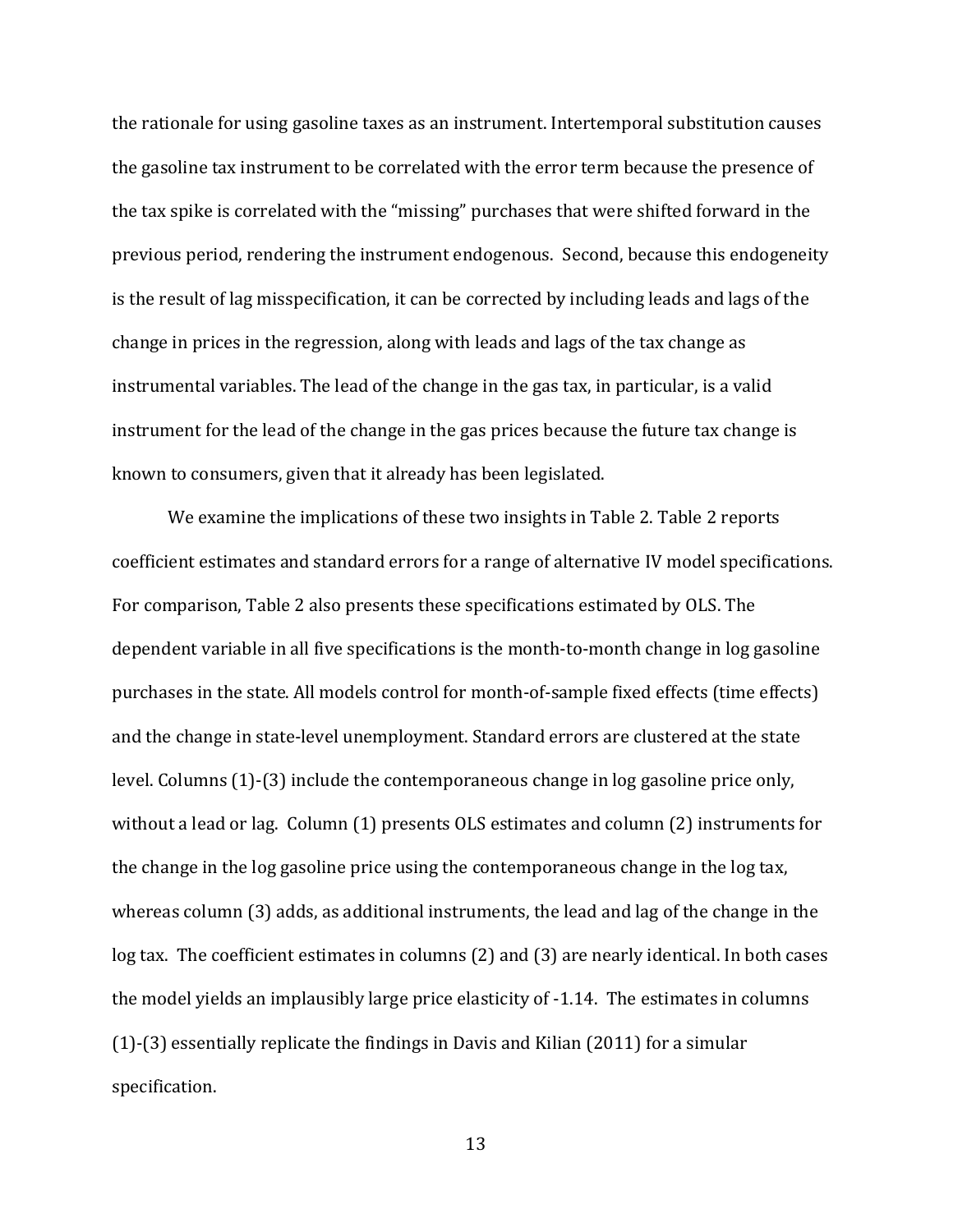the rationale for using gasoline taxes as an instrument. Intertemporal substitution causes the gasoline tax instrument to be correlated with the error term because the presence of the tax spike is correlated with the "missing" purchases that were shifted forward in the previous period, rendering the instrument endogenous. Second, because this endogeneity is the result of lag misspecification, it can be corrected by including leads and lags of the change in prices in the regression, along with leads and lags of the tax change as instrumental variables. The lead of the change in the gas tax, in particular, is a valid instrument for the lead of the change in the gas prices because the future tax change is known to consumers, given that it already has been legislated.

We examine the implications of these two insights in Table 2. Table 2 reports coefficient estimates and standard errors for a range of alternative IV model specifications. For comparison, Table 2 also presents these specifications estimated by OLS. The dependent variable in all five specifications is the month-to-month change in log gasoline purchases in the state. All models control for month-of-sample fixed effects (time effects) and the change in state-level unemployment. Standard errors are clustered at the state level. Columns (1)-(3) include the contemporaneous change in log gasoline price only, without a lead or lag. Column (1) presents OLS estimates and column (2) instruments for the change in the log gasoline price using the contemporaneous change in the log tax, whereas column (3) adds, as additional instruments, the lead and lag of the change in the log tax. The coefficient estimates in columns (2) and (3) are nearly identical. In both cases the model yields an implausibly large price elasticity of -1.14. The estimates in columns (1)-(3) essentially replicate the findings in Davis and Kilian (2011) for a simular specification.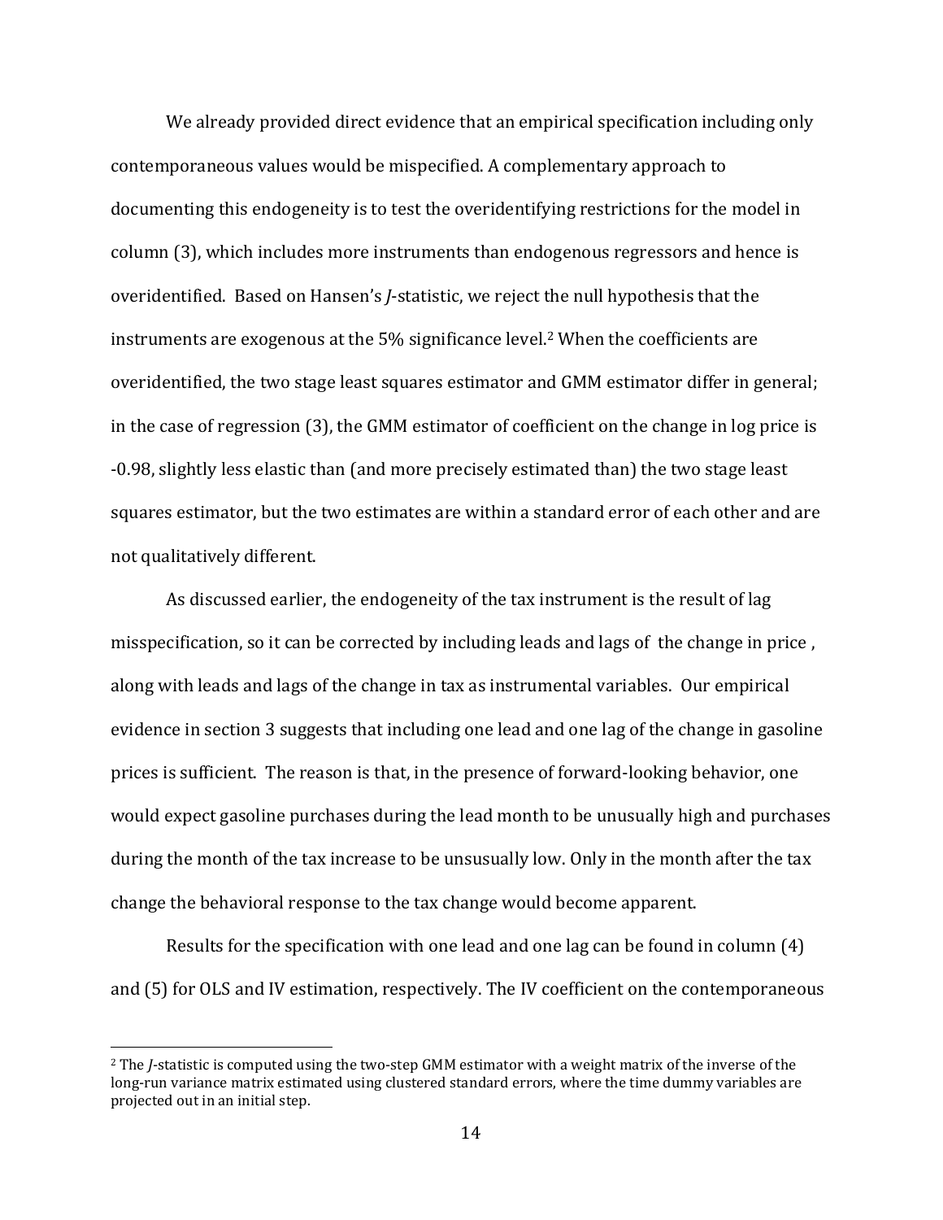We already provided direct evidence that an empirical specification including only contemporaneous values would be mispecified. A complementary approach to documenting this endogeneity is to test the overidentifying restrictions for the model in column (3), which includes more instruments than endogenous regressors and hence is overidentified. Based on Hansen's *J*-statistic, we reject the null hypothesis that the instruments are exogenous at the 5% significance level.[2] When the coefficients are overidentified, the two stage least squares estimator and GMM estimator differ in general; in the case of regression (3), the GMM estimator of coefficient on the change in log price is -0.98, slightly less elastic than (and more precisely estimated than) the two stage least squares estimator, but the two estimates are within a standard error of each other and are not qualitatively different.

As discussed earlier, the endogeneity of the tax instrument is the result of lag misspecification, so it can be corrected by including leads and lags of the change in price , along with leads and lags of the change in tax as instrumental variables. Our empirical evidence in section 3 suggests that including one lead and one lag of the change in gasoline prices is sufficient. The reason is that, in the presence of forward-looking behavior, one would expect gasoline purchases during the lead month to be unusually high and purchases during the month of the tax increase to be unsusually low. Only in the month after the tax change the behavioral response to the tax change would become apparent.

Results for the specification with one lead and one lag can be found in column (4) and (5) for OLS and IV estimation, respectively. The IV coefficient on the contemporaneous

[2] The *J*-statistic is computed using the two-step GMM estimator with a weight matrix of the inverse of the long-run variance matrix estimated using clustered standard errors, where the time dummy variables are projected out in an initial step.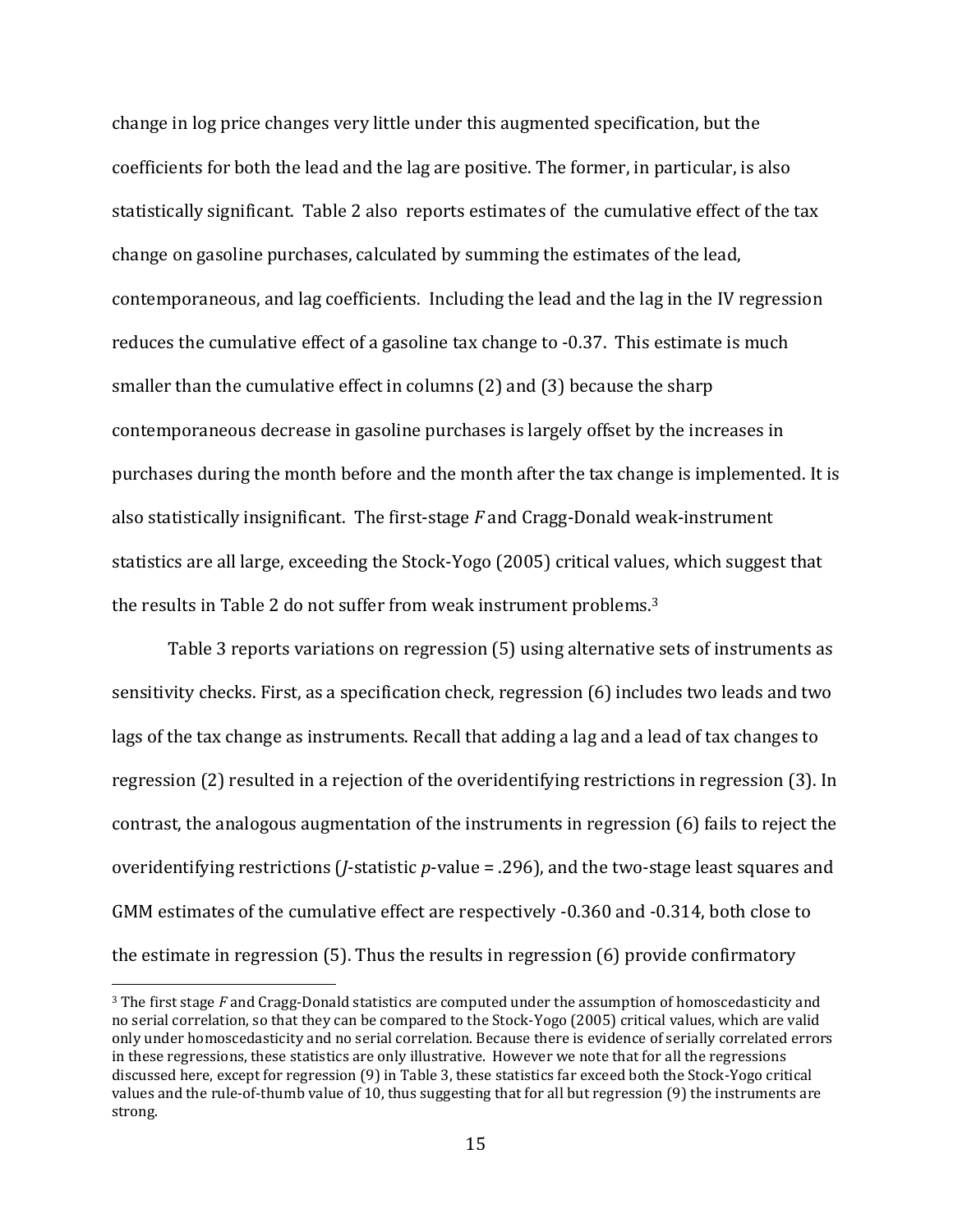change in log price changes very little under this augmented specification, but the coefficients for both the lead and the lag are positive. The former, in particular, is also statistically significant. Table 2 also reports estimates of the cumulative effect of the tax change on gasoline purchases, calculated by summing the estimates of the lead, contemporaneous, and lag coefficients. Including the lead and the lag in the IV regression reduces the cumulative effect of a gasoline tax change to -0.37. This estimate is much smaller than the cumulative effect in columns (2) and (3) because the sharp contemporaneous decrease in gasoline purchases is largely offset by the increases in purchases during the month before and the month after the tax change is implemented. It is also statistically insignificant. The first-stage $F$ and Cragg-Donald weak-instrument statistics are all large, exceeding the Stock-Yogo (2005) critical values, which suggest that the results in Table 2 do not suffer from weak instrument problems.[3]

Table 3 reports variations on regression (5) using alternative sets of instruments as sensitivity checks. First, as a specification check, regression (6) includes two leads and two lags of the tax change as instruments. Recall that adding a lag and a lead of tax changes to regression (2) resulted in a rejection of the overidentifying restrictions in regression (3). In contrast, the analogous augmentation of the instruments in regression (6) fails to reject the overidentifying restrictions ($J$-statistic $p$-value = .296), and the two-stage least squares and GMM estimates of the cumulative effect are respectively -0.360 and -0.314, both close to the estimate in regression (5). Thus the results in regression (6) provide confirmatory

[3] The first stage $F$ and Cragg-Donald statistics are computed under the assumption of homoscedasticity and no serial correlation, so that they can be compared to the Stock-Yogo (2005) critical values, which are valid only under homoscedasticity and no serial correlation. Because there is evidence of serially correlated errors in these regressions, these statistics are only illustrative. However we note that for all the regressions discussed here, except for regression (9) in Table 3, these statistics far exceed both the Stock-Yogo critical values and the rule-of-thumb value of 10, thus suggesting that for all but regression (9) the instruments are strong.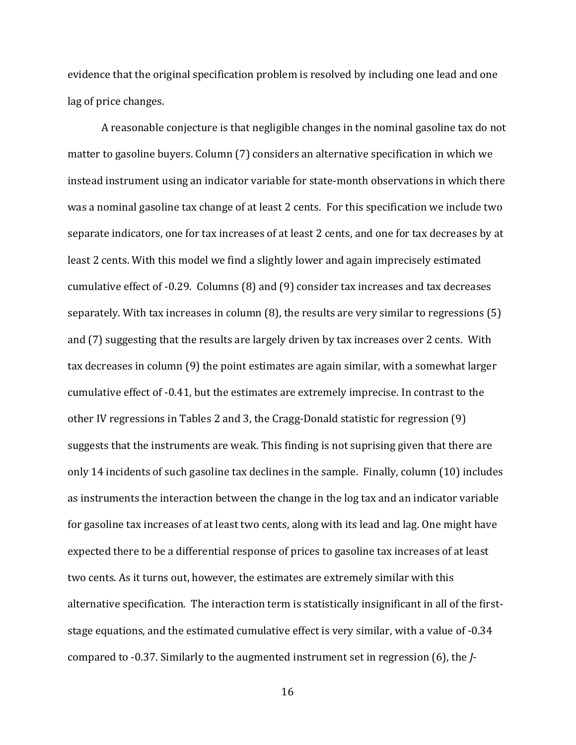evidence that the original specification problem is resolved by including one lead and one lag of price changes.

A reasonable conjecture is that negligible changes in the nominal gasoline tax do not matter to gasoline buyers. Column (7) considers an alternative specification in which we instead instrument using an indicator variable for state-month observations in which there was a nominal gasoline tax change of at least 2 cents. For this specification we include two separate indicators, one for tax increases of at least 2 cents, and one for tax decreases by at least 2 cents. With this model we find a slightly lower and again imprecisely estimated cumulative effect of -0.29. Columns (8) and (9) consider tax increases and tax decreases separately. With tax increases in column (8), the results are very similar to regressions (5) and (7) suggesting that the results are largely driven by tax increases over 2 cents. With tax decreases in column (9) the point estimates are again similar, with a somewhat larger cumulative effect of -0.41, but the estimates are extremely imprecise. In contrast to the other IV regressions in Tables 2 and 3, the Cragg-Donald statistic for regression (9) suggests that the instruments are weak. This finding is not suprising given that there are only 14 incidents of such gasoline tax declines in the sample. Finally, column (10) includes as instruments the interaction between the change in the log tax and an indicator variable for gasoline tax increases of at least two cents, along with its lead and lag. One might have expected there to be a differential response of prices to gasoline tax increases of at least two cents. As it turns out, however, the estimates are extremely similar with this alternative specification. The interaction term is statistically insignificant in all of the first-stage equations, and the estimated cumulative effect is very similar, with a value of -0.34 compared to -0.37. Similarly to the augmented instrument set in regression (6), the *J*-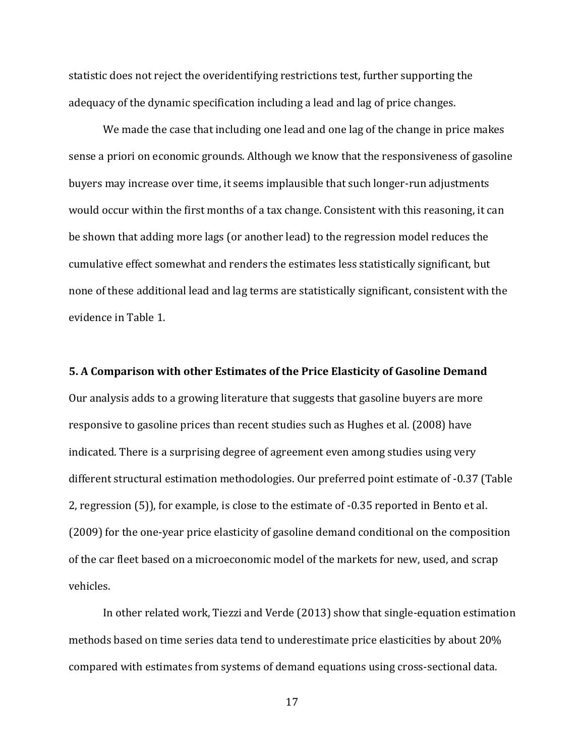statistic does not reject the overidentifying restrictions test, further supporting the adequacy of the dynamic specification including a lead and lag of price changes.

We made the case that including one lead and one lag of the change in price makes sense a priori on economic grounds. Although we know that the responsiveness of gasoline buyers may increase over time, it seems implausible that such longer-run adjustments would occur within the first months of a tax change. Consistent with this reasoning, it can be shown that adding more lags (or another lead) to the regression model reduces the cumulative effect somewhat and renders the estimates less statistically significant, but none of these additional lead and lag terms are statistically significant, consistent with the evidence in Table 1.

## 5. A Comparison with other Estimates of the Price Elasticity of Gasoline Demand

Our analysis adds to a growing literature that suggests that gasoline buyers are more responsive to gasoline prices than recent studies such as Hughes et al. (2008) have indicated. There is a surprising degree of agreement even among studies using very different structural estimation methodologies. Our preferred point estimate of -0.37 (Table 2, regression (5)), for example, is close to the estimate of -0.35 reported in Bento et al. (2009) for the one-year price elasticity of gasoline demand conditional on the composition of the car fleet based on a microeconomic model of the markets for new, used, and scrap vehicles.

In other related work, Tiezzi and Verde (2013) show that single-equation estimation methods based on time series data tend to underestimate price elasticities by about 20% compared with estimates from systems of demand equations using cross-sectional data.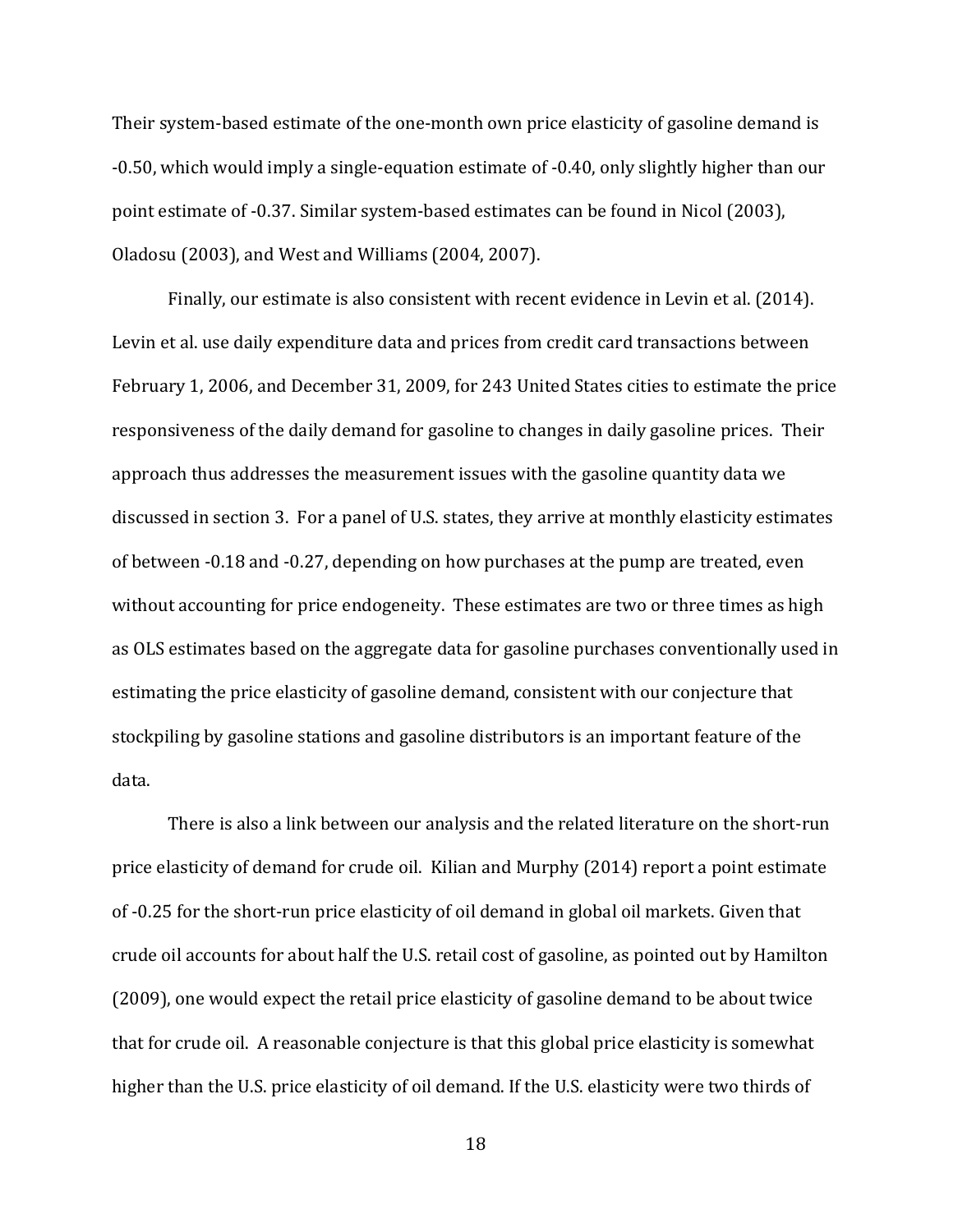Their system-based estimate of the one-month own price elasticity of gasoline demand is -0.50, which would imply a single-equation estimate of -0.40, only slightly higher than our point estimate of -0.37. Similar system-based estimates can be found in Nicol (2003), Oladosu (2003), and West and Williams (2004, 2007).

Finally, our estimate is also consistent with recent evidence in Levin et al. (2014). Levin et al. use daily expenditure data and prices from credit card transactions between February 1, 2006, and December 31, 2009, for 243 United States cities to estimate the price responsiveness of the daily demand for gasoline to changes in daily gasoline prices. Their approach thus addresses the measurement issues with the gasoline quantity data we discussed in section 3. For a panel of U.S. states, they arrive at monthly elasticity estimates of between -0.18 and -0.27, depending on how purchases at the pump are treated, even without accounting for price endogeneity. These estimates are two or three times as high as OLS estimates based on the aggregate data for gasoline purchases conventionally used in estimating the price elasticity of gasoline demand, consistent with our conjecture that stockpiling by gasoline stations and gasoline distributors is an important feature of the data.

There is also a link between our analysis and the related literature on the short-run price elasticity of demand for crude oil. Kilian and Murphy (2014) report a point estimate of -0.25 for the short-run price elasticity of oil demand in global oil markets. Given that crude oil accounts for about half the U.S. retail cost of gasoline, as pointed out by Hamilton (2009), one would expect the retail price elasticity of gasoline demand to be about twice that for crude oil. A reasonable conjecture is that this global price elasticity is somewhat higher than the U.S. price elasticity of oil demand. If the U.S. elasticity were two thirds of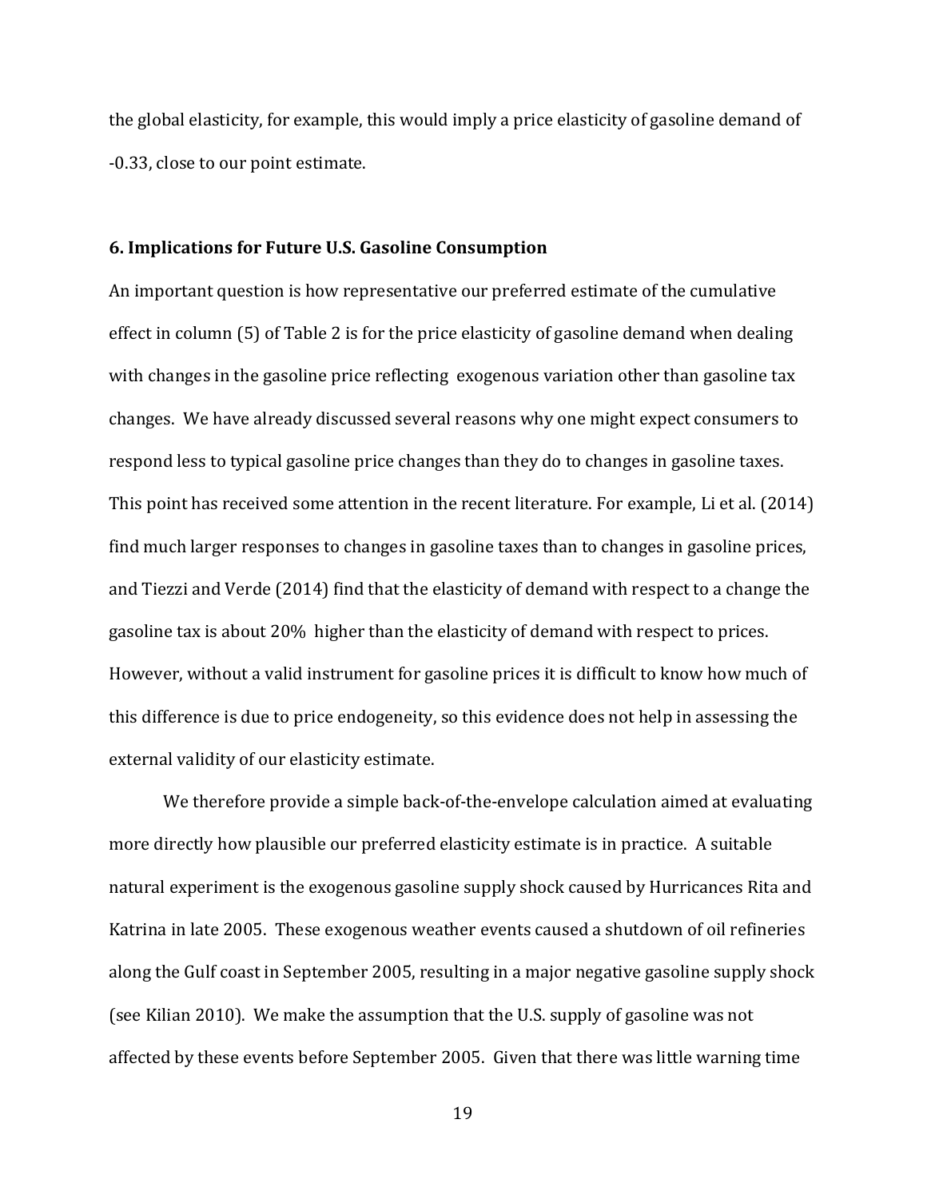the global elasticity, for example, this would imply a price elasticity of gasoline demand of -0.33, close to our point estimate.

### 6. Implications for Future U.S. Gasoline Consumption

An important question is how representative our preferred estimate of the cumulative effect in column (5) of Table 2 is for the price elasticity of gasoline demand when dealing with changes in the gasoline price reflecting exogenous variation other than gasoline tax changes. We have already discussed several reasons why one might expect consumers to respond less to typical gasoline price changes than they do to changes in gasoline taxes. This point has received some attention in the recent literature. For example, Li et al. (2014) find much larger responses to changes in gasoline taxes than to changes in gasoline prices, and Tiezzi and Verde (2014) find that the elasticity of demand with respect to a change the gasoline tax is about 20% higher than the elasticity of demand with respect to prices. However, without a valid instrument for gasoline prices it is difficult to know how much of this difference is due to price endogeneity, so this evidence does not help in assessing the external validity of our elasticity estimate.

We therefore provide a simple back-of-the-envelope calculation aimed at evaluating more directly how plausible our preferred elasticity estimate is in practice. A suitable natural experiment is the exogenous gasoline supply shock caused by Hurricances Rita and Katrina in late 2005. These exogenous weather events caused a shutdown of oil refineries along the Gulf coast in September 2005, resulting in a major negative gasoline supply shock (see Kilian 2010). We make the assumption that the U.S. supply of gasoline was not affected by these events before September 2005. Given that there was little warning time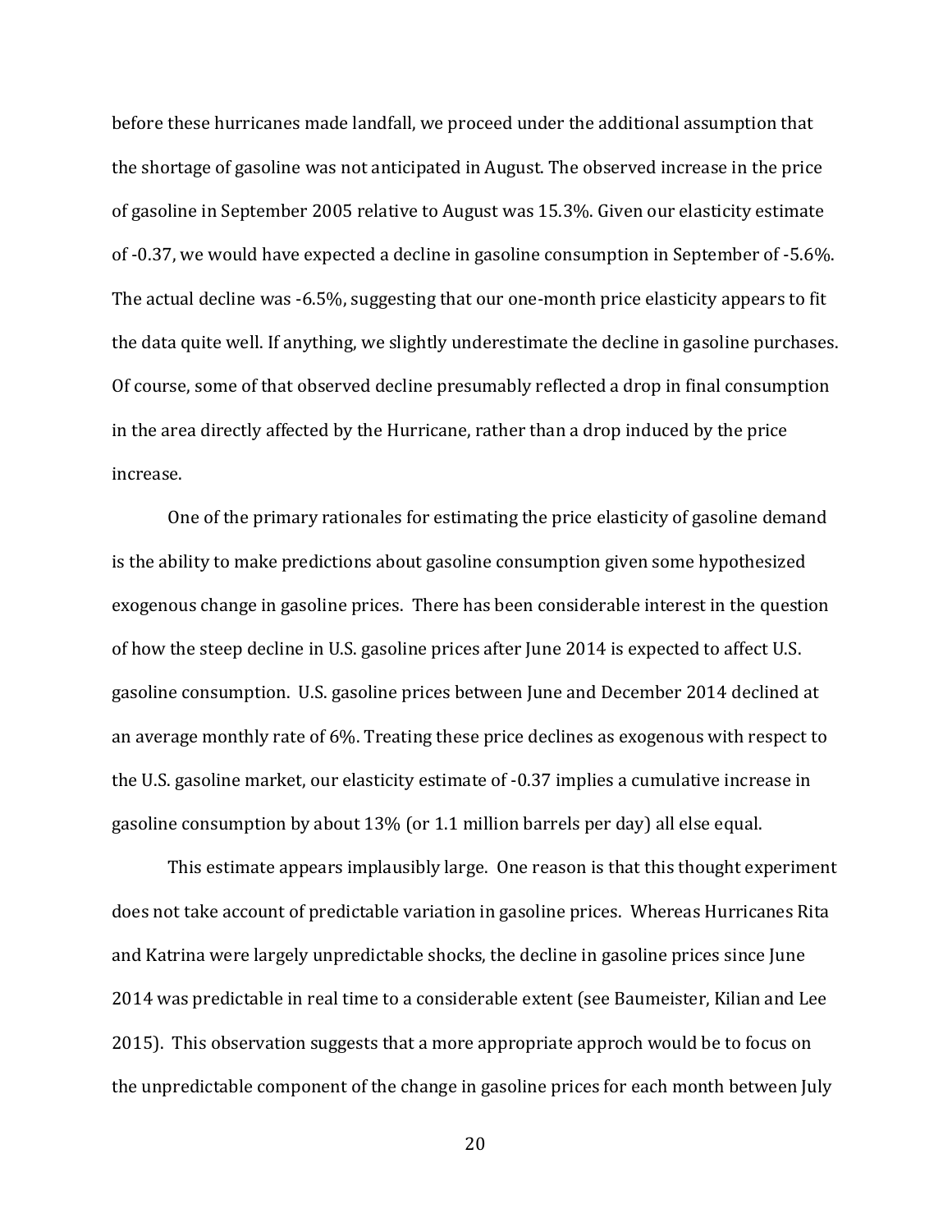before these hurricanes made landfall, we proceed under the additional assumption that the shortage of gasoline was not anticipated in August. The observed increase in the price of gasoline in September 2005 relative to August was 15.3%. Given our elasticity estimate of -0.37, we would have expected a decline in gasoline consumption in September of -5.6%. The actual decline was -6.5%, suggesting that our one-month price elasticity appears to fit the data quite well. If anything, we slightly underestimate the decline in gasoline purchases. Of course, some of that observed decline presumably reflected a drop in final consumption in the area directly affected by the Hurricane, rather than a drop induced by the price increase.

One of the primary rationales for estimating the price elasticity of gasoline demand is the ability to make predictions about gasoline consumption given some hypothesized exogenous change in gasoline prices. There has been considerable interest in the question of how the steep decline in U.S. gasoline prices after June 2014 is expected to affect U.S. gasoline consumption. U.S. gasoline prices between June and December 2014 declined at an average monthly rate of 6%. Treating these price declines as exogenous with respect to the U.S. gasoline market, our elasticity estimate of -0.37 implies a cumulative increase in gasoline consumption by about 13% (or 1.1 million barrels per day) all else equal.

This estimate appears implausibly large. One reason is that this thought experiment does not take account of predictable variation in gasoline prices. Whereas Hurricanes Rita and Katrina were largely unpredictable shocks, the decline in gasoline prices since June 2014 was predictable in real time to a considerable extent (see Baumeister, Kilian and Lee 2015). This observation suggests that a more appropriate approch would be to focus on the unpredictable component of the change in gasoline prices for each month between July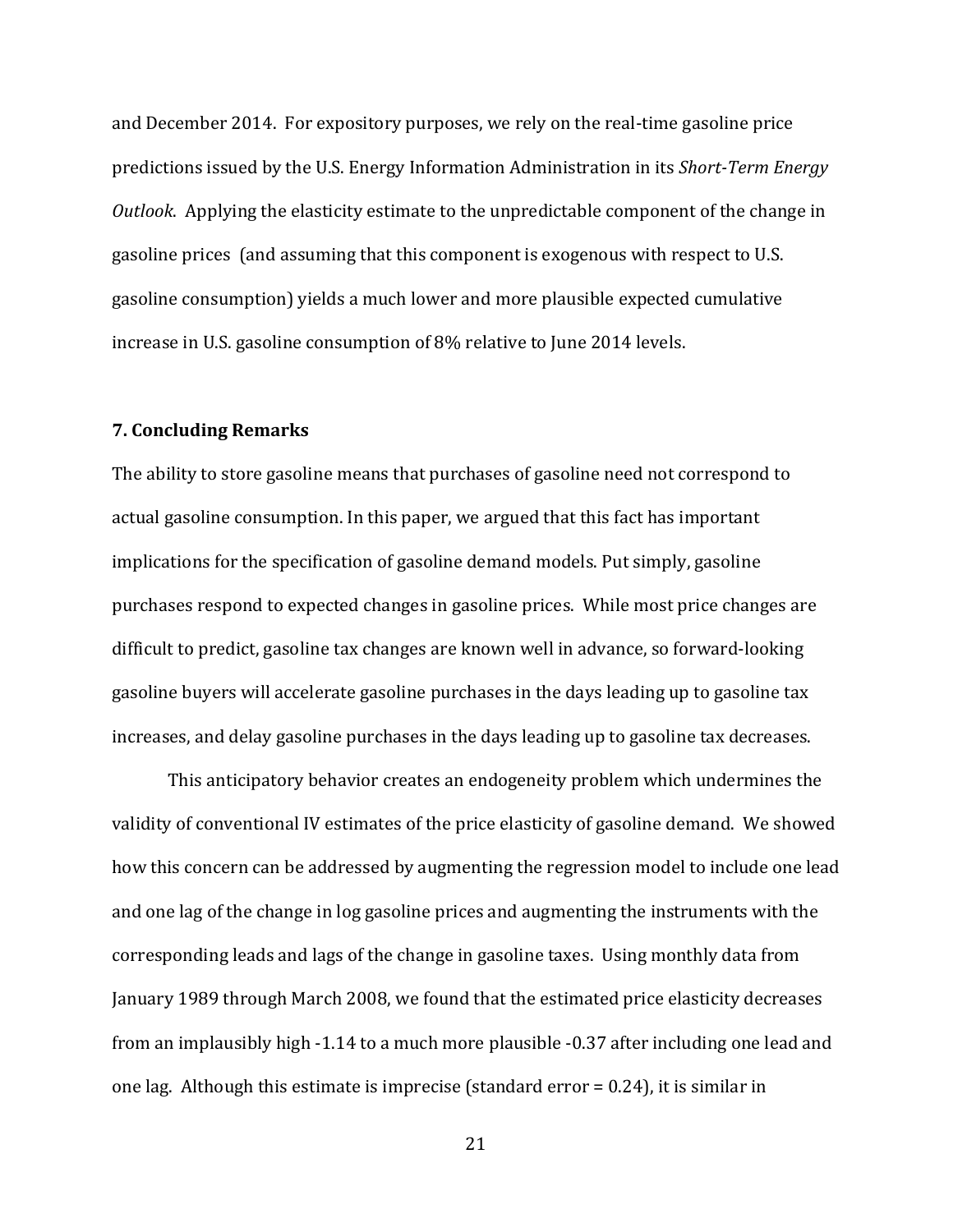and December 2014. For expository purposes, we rely on the real-time gasoline price predictions issued by the U.S. Energy Information Administration in its *Short-Term Energy Outlook*. Applying the elasticity estimate to the unpredictable component of the change in gasoline prices (and assuming that this component is exogenous with respect to U.S. gasoline consumption) yields a much lower and more plausible expected cumulative increase in U.S. gasoline consumption of 8% relative to June 2014 levels.

## 7. Concluding Remarks

The ability to store gasoline means that purchases of gasoline need not correspond to actual gasoline consumption. In this paper, we argued that this fact has important implications for the specification of gasoline demand models. Put simply, gasoline purchases respond to expected changes in gasoline prices. While most price changes are difficult to predict, gasoline tax changes are known well in advance, so forward-looking gasoline buyers will accelerate gasoline purchases in the days leading up to gasoline tax increases, and delay gasoline purchases in the days leading up to gasoline tax decreases.

This anticipatory behavior creates an endogeneity problem which undermines the validity of conventional IV estimates of the price elasticity of gasoline demand. We showed how this concern can be addressed by augmenting the regression model to include one lead and one lag of the change in log gasoline prices and augmenting the instruments with the corresponding leads and lags of the change in gasoline taxes. Using monthly data from January 1989 through March 2008, we found that the estimated price elasticity decreases from an implausibly high -1.14 to a much more plausible -0.37 after including one lead and one lag. Although this estimate is imprecise (standard error = 0.24), it is similar in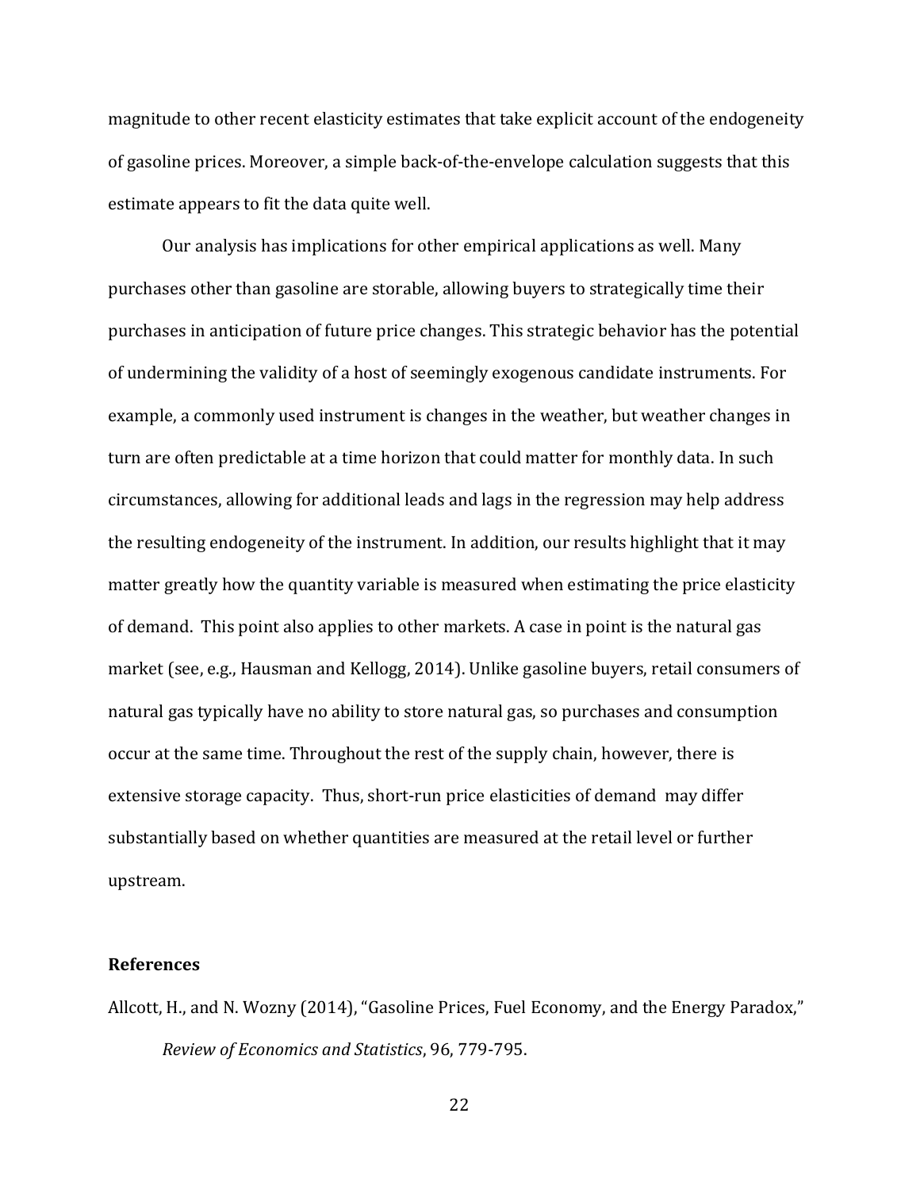magnitude to other recent elasticity estimates that take explicit account of the endogeneity of gasoline prices. Moreover, a simple back-of-the-envelope calculation suggests that this estimate appears to fit the data quite well.

Our analysis has implications for other empirical applications as well. Many purchases other than gasoline are storable, allowing buyers to strategically time their purchases in anticipation of future price changes. This strategic behavior has the potential of undermining the validity of a host of seemingly exogenous candidate instruments. For example, a commonly used instrument is changes in the weather, but weather changes in turn are often predictable at a time horizon that could matter for monthly data. In such circumstances, allowing for additional leads and lags in the regression may help address the resulting endogeneity of the instrument. In addition, our results highlight that it may matter greatly how the quantity variable is measured when estimating the price elasticity of demand. This point also applies to other markets. A case in point is the natural gas market (see, e.g., Hausman and Kellogg, 2014). Unlike gasoline buyers, retail consumers of natural gas typically have no ability to store natural gas, so purchases and consumption occur at the same time. Throughout the rest of the supply chain, however, there is extensive storage capacity. Thus, short-run price elasticities of demand may differ substantially based on whether quantities are measured at the retail level or further upstream.

## References

Allcott, H., and N. Wozny (2014), "Gasoline Prices, Fuel Economy, and the Energy Paradox," *Review of Economics and Statistics*, 96, 779-795.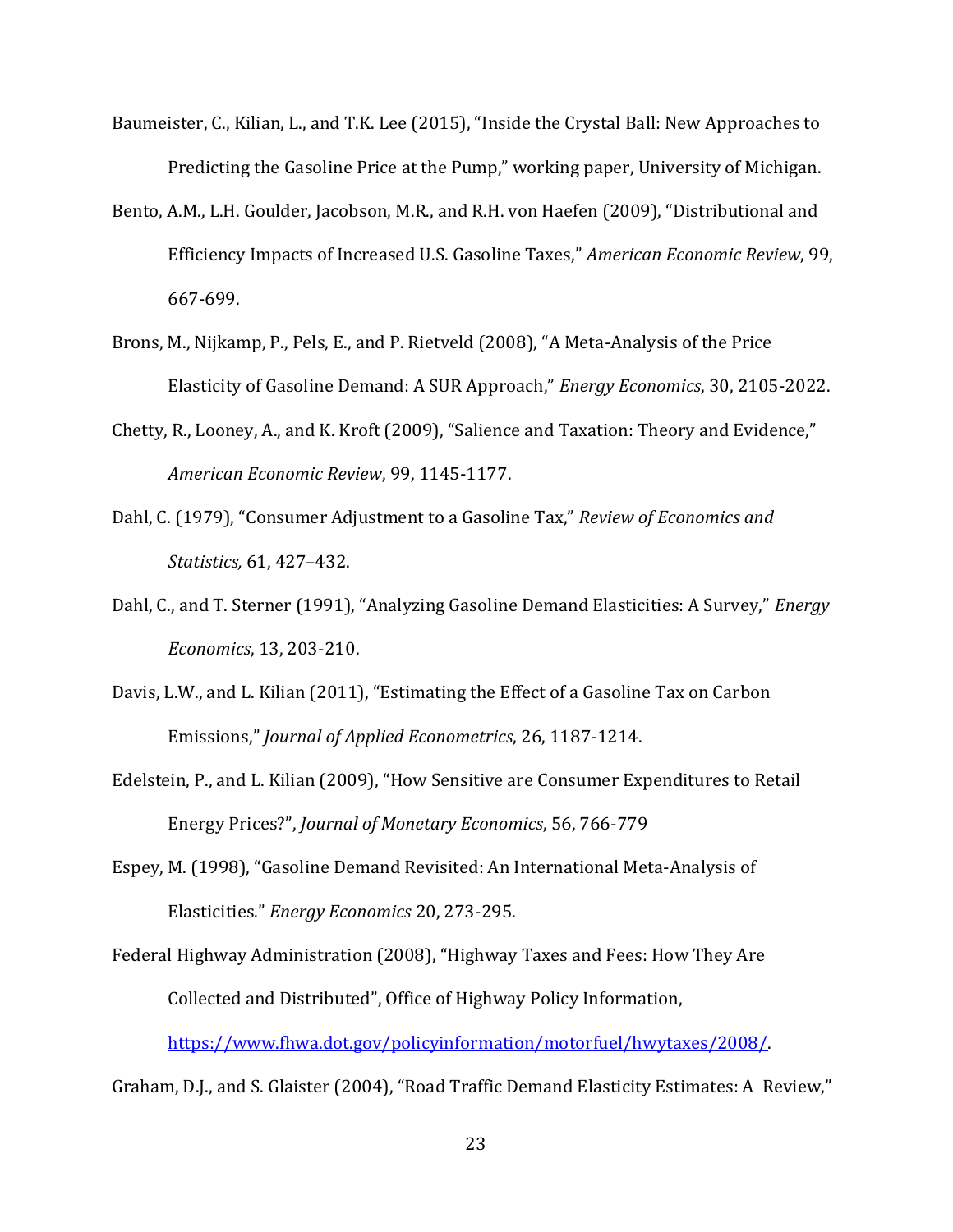Baumeister, C., Kilian, L., and T.K. Lee (2015), "Inside the Crystal Ball: New Approaches to Predicting the Gasoline Price at the Pump," working paper, University of Michigan.

Bento, A.M., L.H. Goulder, Jacobson, M.R., and R.H. von Haefen (2009), "Distributional and Efficiency Impacts of Increased U.S. Gasoline Taxes," *American Economic Review*, 99, 667-699.

Brons, M., Nijkamp, P., Pels, E., and P. Rietveld (2008), "A Meta-Analysis of the Price Elasticity of Gasoline Demand: A SUR Approach," *Energy Economics*, 30, 2105-2022.

Chetty, R., Looney, A., and K. Kroft (2009), "Salience and Taxation: Theory and Evidence," *American Economic Review*, 99, 1145-1177.

Dahl, C. (1979), "Consumer Adjustment to a Gasoline Tax," *Review of Economics and Statistics,* 61, 427–432.

Dahl, C., and T. Sterner (1991), "Analyzing Gasoline Demand Elasticities: A Survey," *Energy Economics*, 13, 203-210.

Davis, L.W., and L. Kilian (2011), "Estimating the Effect of a Gasoline Tax on Carbon Emissions," *Journal of Applied Econometrics*, 26, 1187-1214.

Edelstein, P., and L. Kilian (2009), "How Sensitive are Consumer Expenditures to Retail Energy Prices?", *Journal of Monetary Economics*, 56, 766-779

Espey, M. (1998), "Gasoline Demand Revisited: An International Meta-Analysis of Elasticities." *Energy Economics* 20, 273-295.

Federal Highway Administration (2008), "Highway Taxes and Fees: How They Are Collected and Distributed", Office of Highway Policy Information, https://www.fhwa.dot.gov/policyinformation/motorfuel/hwytaxes/2008/.

Graham, D.J., and S. Glaister (2004), "Road Traffic Demand Elasticity Estimates: A Review,"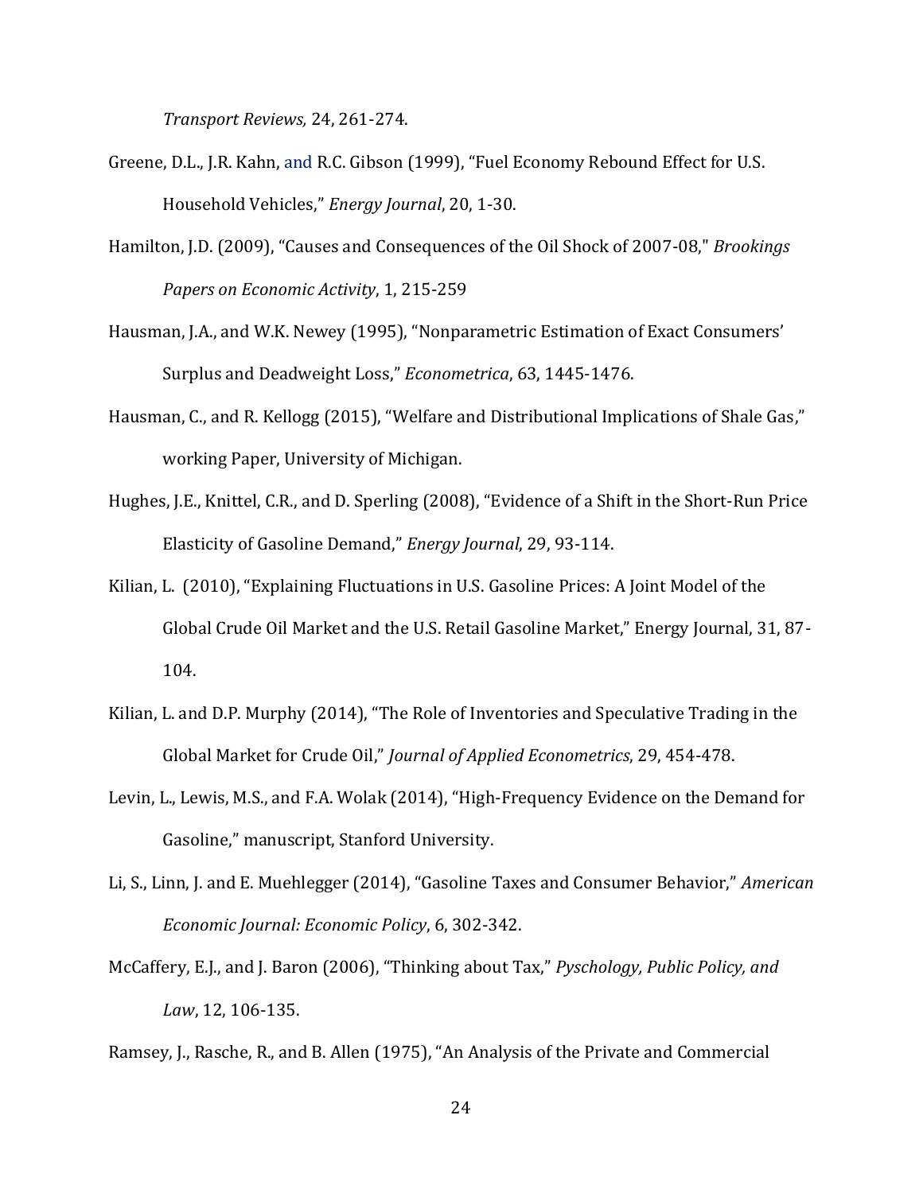*Transport Reviews,* 24, 261-274.

Greene, D.L., J.R. Kahn, and R.C. Gibson (1999), "Fuel Economy Rebound Effect for U.S. Household Vehicles," *Energy Journal*, 20, 1-30.

Hamilton, J.D. (2009), "Causes and Consequences of the Oil Shock of 2007-08," *Brookings Papers on Economic Activity*, 1, 215-259

Hausman, J.A., and W.K. Newey (1995), "Nonparametric Estimation of Exact Consumers' Surplus and Deadweight Loss," *Econometrica*, 63, 1445-1476.

Hausman, C., and R. Kellogg (2015), "Welfare and Distributional Implications of Shale Gas," working Paper, University of Michigan.

Hughes, J.E., Knittel, C.R., and D. Sperling (2008), "Evidence of a Shift in the Short-Run Price Elasticity of Gasoline Demand," *Energy Journal*, 29, 93-114.

Kilian, L. (2010), "Explaining Fluctuations in U.S. Gasoline Prices: A Joint Model of the Global Crude Oil Market and the U.S. Retail Gasoline Market," Energy Journal, 31, 87-104.

Kilian, L. and D.P. Murphy (2014), "The Role of Inventories and Speculative Trading in the Global Market for Crude Oil," *Journal of Applied Econometrics*, 29, 454-478.

Levin, L., Lewis, M.S., and F.A. Wolak (2014), "High-Frequency Evidence on the Demand for Gasoline," manuscript, Stanford University.

Li, S., Linn, J. and E. Muehlegger (2014), "Gasoline Taxes and Consumer Behavior," *American Economic Journal: Economic Policy*, 6, 302-342.

McCaffery, E.J., and J. Baron (2006), "Thinking about Tax," *Pyschology, Public Policy, and Law*, 12, 106-135.

Ramsey, J., Rasche, R., and B. Allen (1975), "An Analysis of the Private and Commercial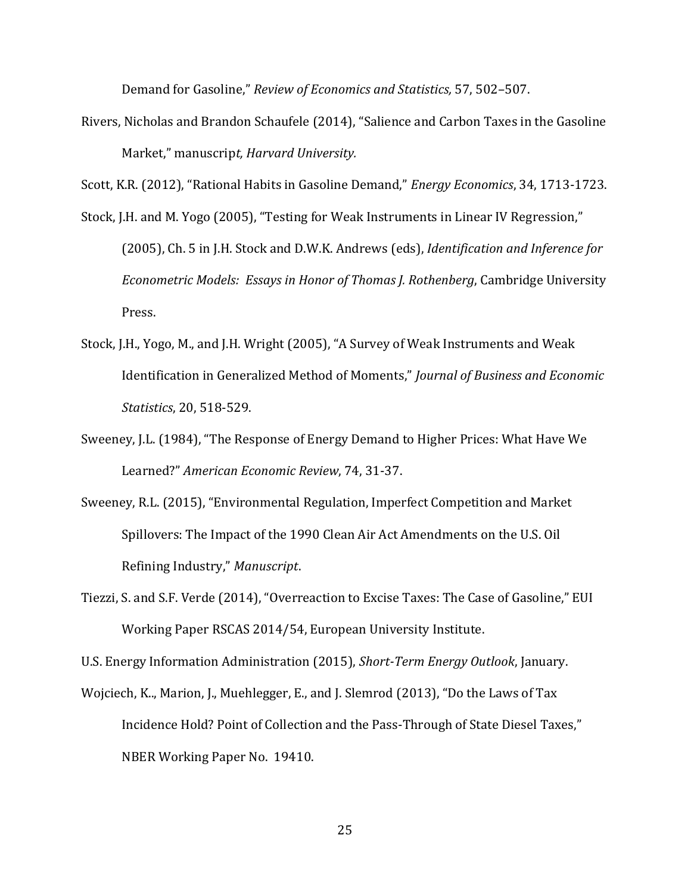Demand for Gasoline," *Review of Economics and Statistics,* 57, 502–507.

Rivers, Nicholas and Brandon Schaufele (2014), "Salience and Carbon Taxes in the Gasoline Market," manuscrip*t, Harvard University.*

Scott, K.R. (2012), "Rational Habits in Gasoline Demand," *Energy Economics*, 34, 1713-1723.

Stock, J.H. and M. Yogo (2005), "Testing for Weak Instruments in Linear IV Regression," (2005), Ch. 5 in J.H. Stock and D.W.K. Andrews (eds), *Identification and Inference for Econometric Models: Essays in Honor of Thomas J. Rothenberg*, Cambridge University Press.

Stock, J.H., Yogo, M., and J.H. Wright (2005), "A Survey of Weak Instruments and Weak Identification in Generalized Method of Moments," *Journal of Business and Economic Statistics*, 20, 518-529.

Sweeney, J.L. (1984), "The Response of Energy Demand to Higher Prices: What Have We Learned?" *American Economic Review*, 74, 31-37.

Sweeney, R.L. (2015), "Environmental Regulation, Imperfect Competition and Market Spillovers: The Impact of the 1990 Clean Air Act Amendments on the U.S. Oil Refining Industry," *Manuscript*.

Tiezzi, S. and S.F. Verde (2014), "Overreaction to Excise Taxes: The Case of Gasoline," EUI Working Paper RSCAS 2014/54, European University Institute.

U.S. Energy Information Administration (2015), *Short-Term Energy Outlook*, January.

Wojciech, K.., Marion, J., Muehlegger, E., and J. Slemrod (2013), "Do the Laws of Tax Incidence Hold? Point of Collection and the Pass-Through of State Diesel Taxes," NBER Working Paper No. 19410.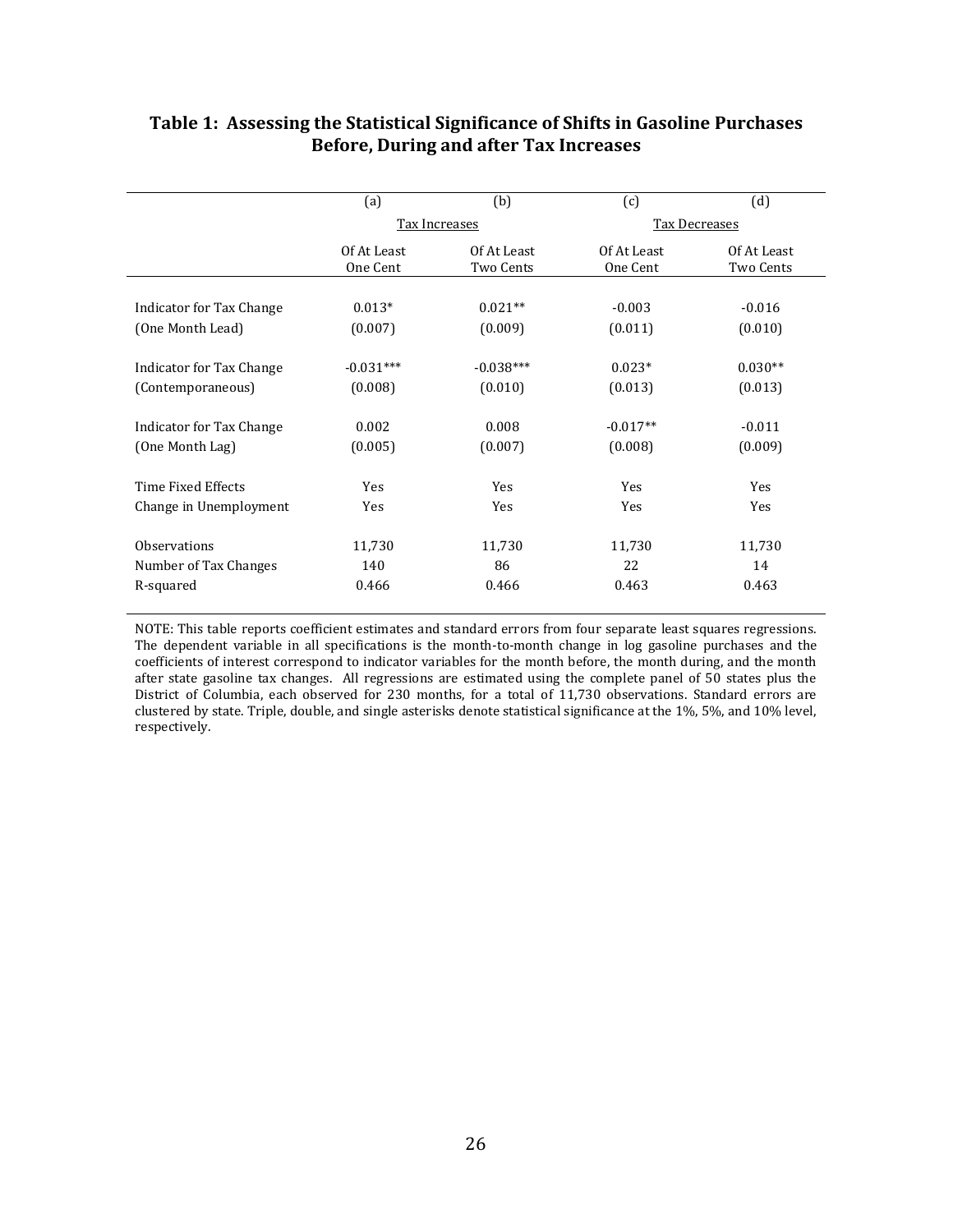**Table 1: Assessing the Statistical Significance of Shifts in Gasoline Purchases Before, During and after Tax Increases**

| | (a) | (b) | (c) | (d) |
|---|---|---|---|---|
| | Tax Increases | | Tax Decreases | |
| | Of At Least One Cent | Of At Least Two Cents | Of At Least One Cent | Of At Least Two Cents |
| Indicator for Tax Change | 0.013* | 0.021** | -0.003 | -0.016 |
| (One Month Lead) | (0.007) | (0.009) | (0.011) | (0.010) |
| Indicator for Tax Change | -0.031*** | -0.038*** | 0.023* | 0.030** |
| (Contemporaneous) | (0.008) | (0.010) | (0.013) | (0.013) |
| Indicator for Tax Change | 0.002 | 0.008 | -0.017** | -0.011 |
| (One Month Lag) | (0.005) | (0.007) | (0.008) | (0.009) |
| Time Fixed Effects | Yes | Yes | Yes | Yes |
| Change in Unemployment | Yes | Yes | Yes | Yes |
| Observations | 11,730 | 11,730 | 11,730 | 11,730 |
| Number of Tax Changes | 140 | 86 | 22 | 14 |
| R-squared | 0.466 | 0.466 | 0.463 | 0.463 |

NOTE: This table reports coefficient estimates and standard errors from four separate least squares regressions. The dependent variable in all specifications is the month-to-month change in log gasoline purchases and the coefficients of interest correspond to indicator variables for the month before, the month during, and the month after state gasoline tax changes. All regressions are estimated using the complete panel of 50 states plus the District of Columbia, each observed for 230 months, for a total of 11,730 observations. Standard errors are clustered by state. Triple, double, and single asterisks denote statistical significance at the 1%, 5%, and 10% level, respectively.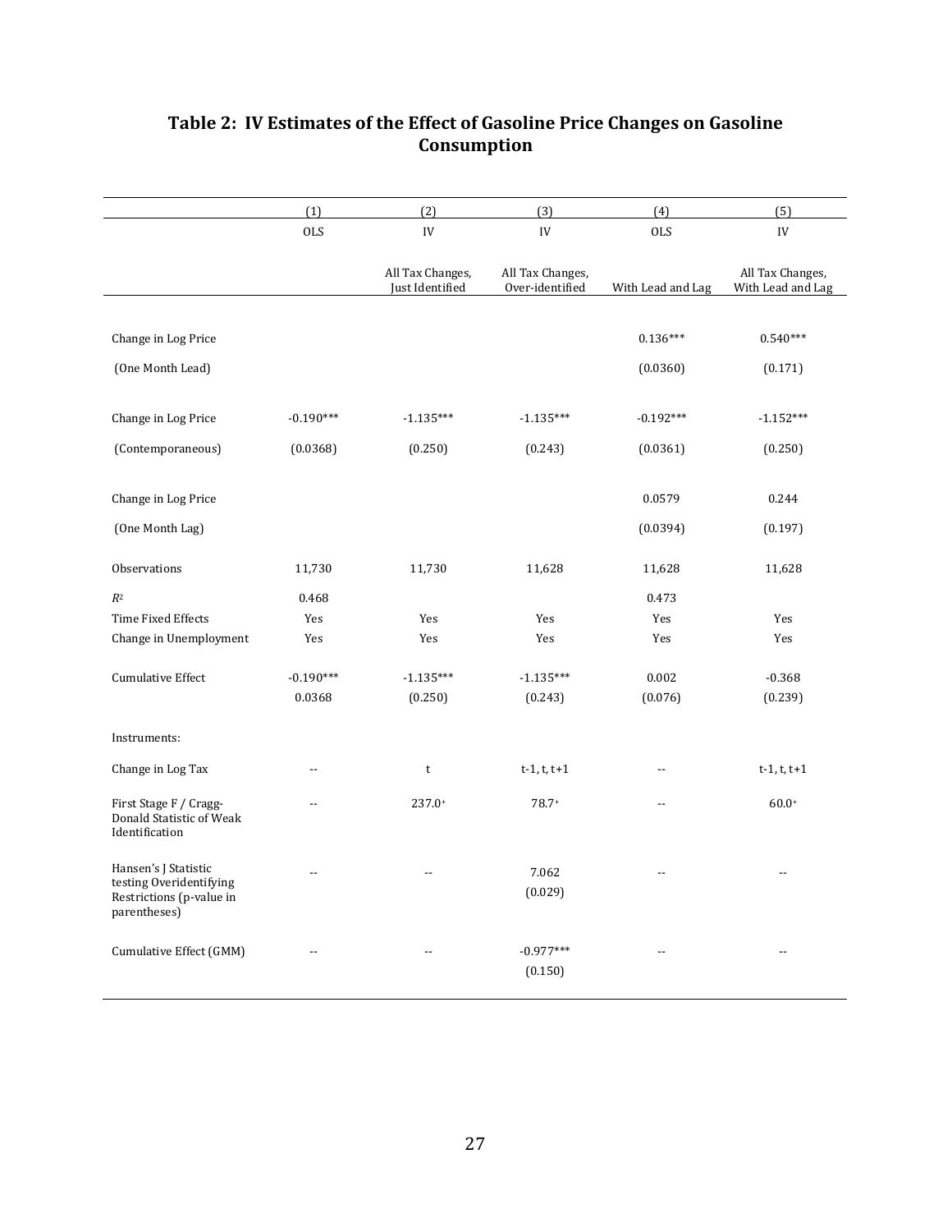## Table 2: IV Estimates of the Effect of Gasoline Price Changes on Gasoline Consumption

| | (1) | (2) | (3) | (4) | (5) |
|---|---|---|---|---|---|
| | OLS | IV | IV | OLS | IV |
| | | All Tax Changes, Just Identified | All Tax Changes, Over-identified | With Lead and Lag | All Tax Changes, With Lead and Lag |
| Change in Log Price | | | | 0.136*** | 0.540*** |
| (One Month Lead) | | | | (0.0360) | (0.171) |
| Change in Log Price | -0.190*** | -1.135*** | -1.135*** | -0.192*** | -1.152*** |
| (Contemporaneous) | (0.0368) | (0.250) | (0.243) | (0.0361) | (0.250) |
| Change in Log Price | | | | 0.0579 | 0.244 |
| (One Month Lag) | | | | (0.0394) | (0.197) |
| Observations | 11,730 | 11,730 | 11,628 | 11,628 | 11,628 |
| $R^2$ | 0.468 | | | 0.473 | |
| Time Fixed Effects | Yes | Yes | Yes | Yes | Yes |
| Change in Unemployment | Yes | Yes | Yes | Yes | Yes |
| Cumulative Effect | -0.190*** | -1.135*** | -1.135*** | 0.002 | -0.368 |
| | 0.0368 | (0.250) | (0.243) | (0.076) | (0.239) |
| Instruments: | | | | | |
| Change in Log Tax | -- | t | t-1, t, t+1 | -- | t-1, t, t+1 |
| First Stage F / Cragg-Donald Statistic of Weak Identification | -- | 237.0+ | 78.7+ | -- | 60.0+ |
| Hansen's J Statistic testing Overidentifying Restrictions (p-value in parentheses) | -- | -- | 7.062 | -- | -- |
| | | | (0.029) | | |
| Cumulative Effect (GMM) | -- | -- | -0.977*** | -- | -- |
| | | | (0.150) | | |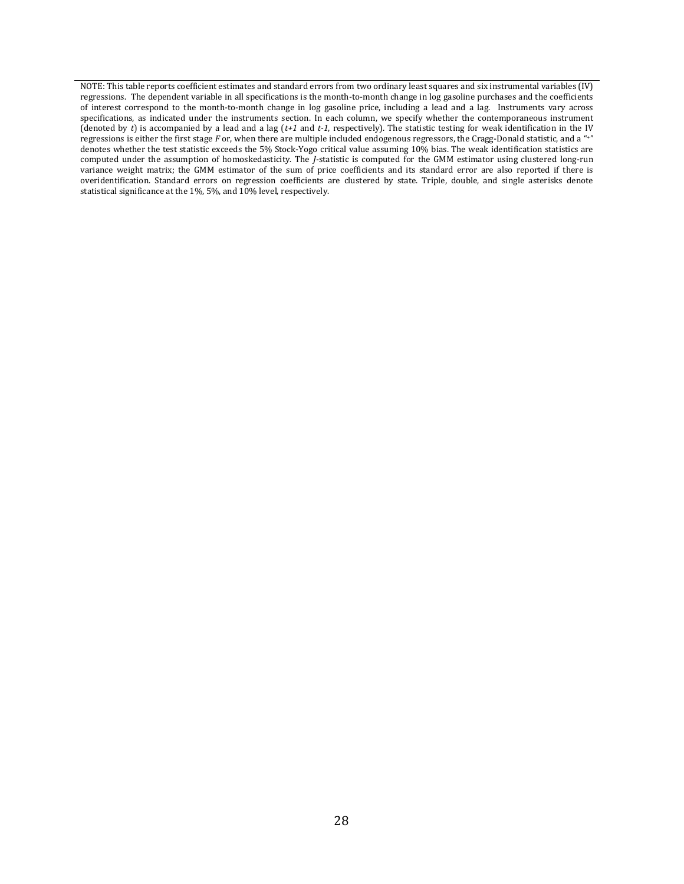NOTE: This table reports coefficient estimates and standard errors from two ordinary least squares and six instrumental variables (IV) regressions. The dependent variable in all specifications is the month-to-month change in log gasoline purchases and the coefficients of interest correspond to the month-to-month change in log gasoline price, including a lead and a lag. Instruments vary across specifications, as indicated under the instruments section. In each column, we specify whether the contemporaneous instrument (denoted by $t$) is accompanied by a lead and a lag ($t+1$ and $t-1$, respectively). The statistic testing for weak identification in the IV regressions is either the first stage $F$ or, when there are multiple included endogenous regressors, the Cragg-Donald statistic, and a "+" denotes whether the test statistic exceeds the 5% Stock-Yogo critical value assuming 10% bias. The weak identification statistics are computed under the assumption of homoskedasticity. The $J$-statistic is computed for the GMM estimator using clustered long-run variance weight matrix; the GMM estimator of the sum of price coefficients and its standard error are also reported if there is overidentification. Standard errors on regression coefficients are clustered by state. Triple, double, and single asterisks denote statistical significance at the 1%, 5%, and 10% level, respectively.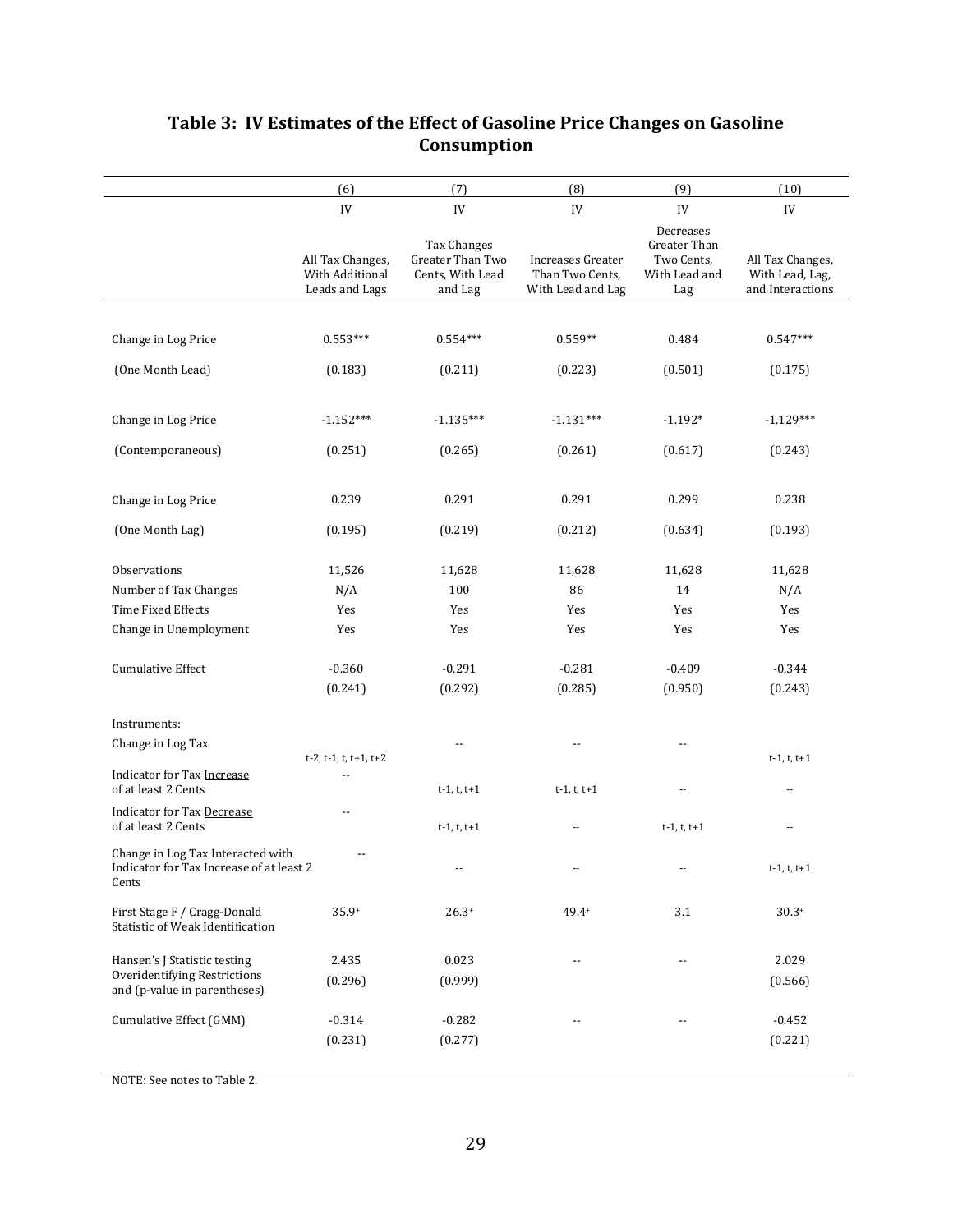# Table 3: IV Estimates of the Effect of Gasoline Price Changes on Gasoline Consumption

| | (6) | (7) | (8) | (9) | (10) |
|---|---|---|---|---|---|
| | IV | IV | IV | IV | IV |
| | All Tax Changes, With Additional Leads and Lags | Tax Changes Greater Than Two Cents, With Lead and Lag | Increases Greater Than Two Cents, With Lead and Lag | Decreases Greater Than Two Cents, With Lead and Lag | All Tax Changes, With Lead, Lag, and Interactions |
| Change in Log Price | 0.553*** | 0.554*** | 0.559** | 0.484 | 0.547*** |
| (One Month Lead) | (0.183) | (0.211) | (0.223) | (0.501) | (0.175) |
| Change in Log Price | -1.152*** | -1.135*** | -1.131*** | -1.192* | -1.129*** |
| (Contemporaneous) | (0.251) | (0.265) | (0.261) | (0.617) | (0.243) |
| Change in Log Price | 0.239 | 0.291 | 0.291 | 0.299 | 0.238 |
| (One Month Lag) | (0.195) | (0.219) | (0.212) | (0.634) | (0.193) |
| Observations | 11,526 | 11,628 | 11,628 | 11,628 | 11,628 |
| Number of Tax Changes | N/A | 100 | 86 | 14 | N/A |
| Time Fixed Effects | Yes | Yes | Yes | Yes | Yes |
| Change in Unemployment | Yes | Yes | Yes | Yes | Yes |
| Cumulative Effect | -0.360 | -0.291 | -0.281 | -0.409 | -0.344 |
| | (0.241) | (0.292) | (0.285) | (0.950) | (0.243) |
| Instruments: | | | | | |
| Change in Log Tax | t-2, t-1, t, t+1, t+2 | -- | -- | -- | t-1, t, t+1 |
| Indicator for Tax Increase of at least 2 Cents | -- | t-1, t, t+1 | t-1, t, t+1 | -- | -- |
| Indicator for Tax Decrease of at least 2 Cents | -- | t-1, t, t+1 | -- | t-1, t, t+1 | -- |
| Change in Log Tax Interacted with Indicator for Tax Increase of at least 2 Cents | -- | -- | -- | -- | t-1, t, t+1 |
| First Stage F / Cragg-Donald Statistic of Weak Identification | 35.9+ | 26.3+ | 49.4+ | 3.1 | 30.3+ |
| Hansen's J Statistic testing Overidentifying Restrictions and (p-value in parentheses) | 2.435 | 0.023 | -- | -- | 2.029 |
| | (0.296) | (0.999) | | | (0.566) |
| Cumulative Effect (GMM) | -0.314 | -0.282 | -- | -- | -0.452 |
| | (0.231) | (0.277) | | | (0.221) |

NOTE: See notes to Table 2.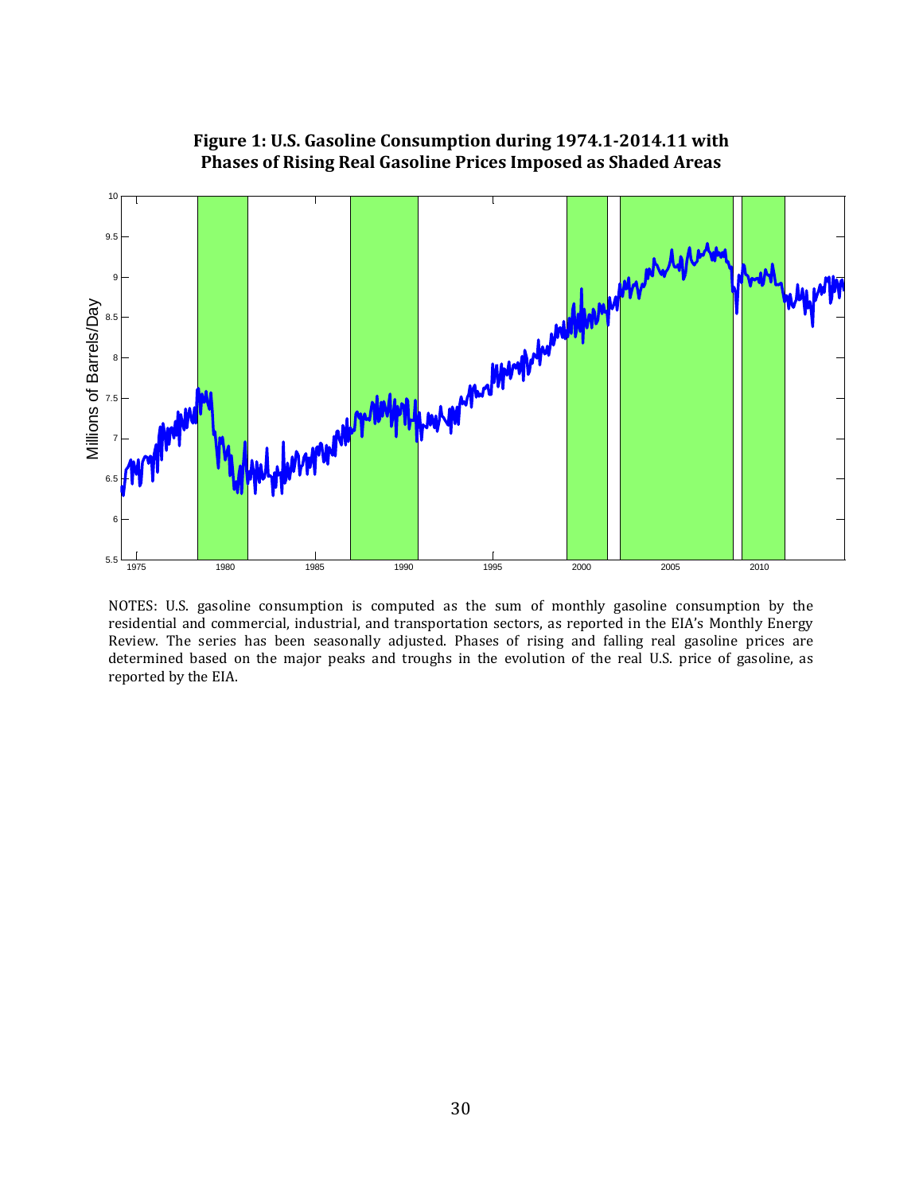**Figure 1: U.S. Gasoline Consumption during 1974.1-2014.11 with Phases of Rising Real Gasoline Prices Imposed as Shaded Areas**

NOTES: U.S. gasoline consumption is computed as the sum of monthly gasoline consumption by the residential and commercial, industrial, and transportation sectors, as reported in the EIA's Monthly Energy Review. The series has been seasonally adjusted. Phases of rising and falling real gasoline prices are determined based on the major peaks and troughs in the evolution of the real U.S. price of gasoline, as reported by the EIA.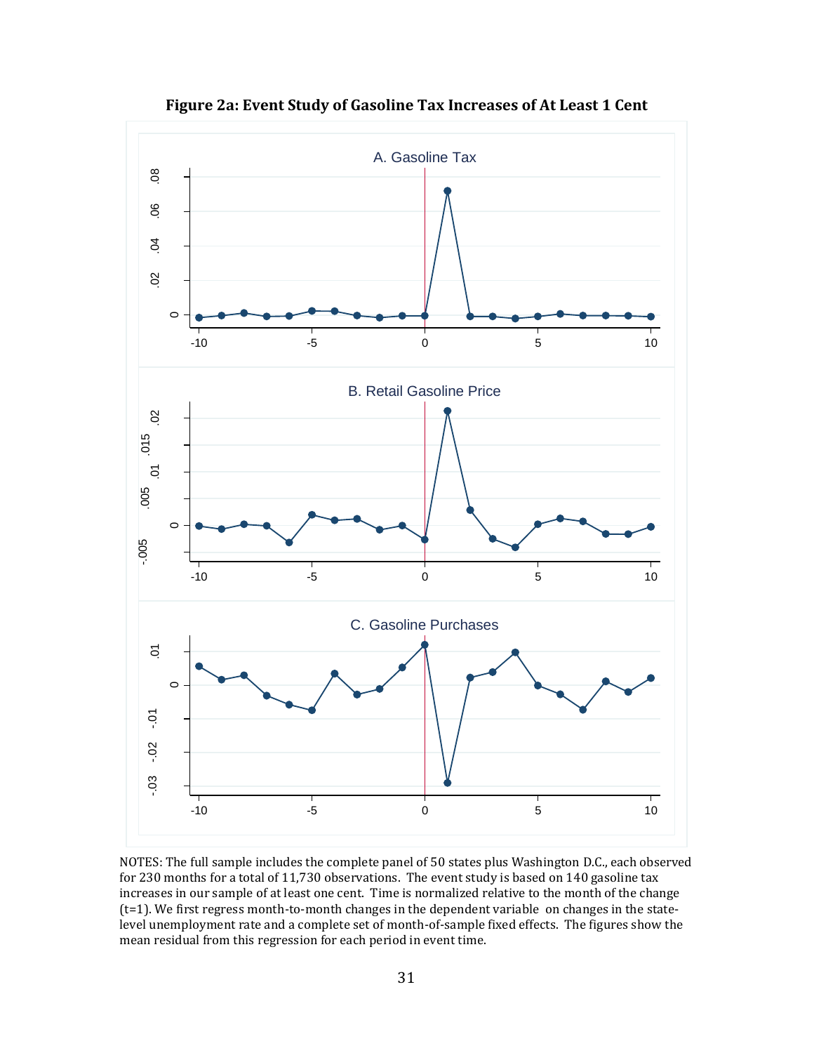**Figure 2a: Event Study of Gasoline Tax Increases of At Least 1 Cent**

NOTES: The full sample includes the complete panel of 50 states plus Washington D.C., each observed for 230 months for a total of 11,730 observations. The event study is based on 140 gasoline tax increases in our sample of at least one cent. Time is normalized relative to the month of the change (t=1). We first regress month-to-month changes in the dependent variable on changes in the state-level unemployment rate and a complete set of month-of-sample fixed effects. The figures show the mean residual from this regression for each period in event time.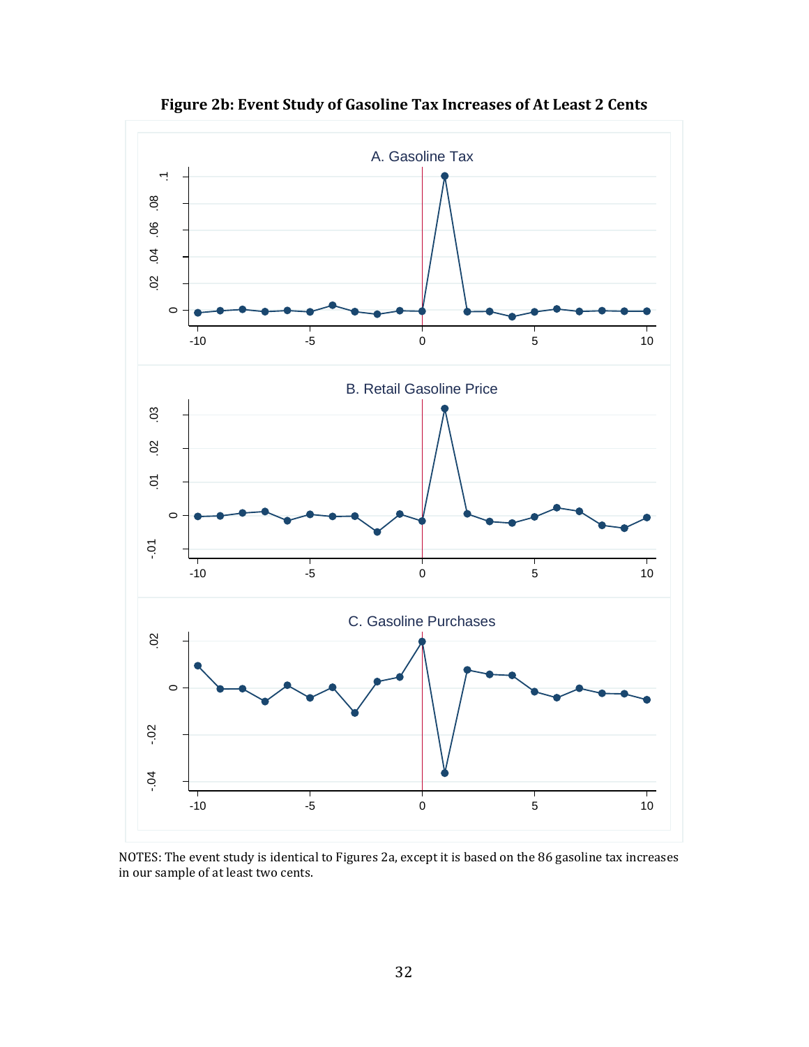**Figure 2b: Event Study of Gasoline Tax Increases of At Least 2 Cents**

NOTES: The event study is identical to Figures 2a, except it is based on the 86 gasoline tax increases in our sample of at least two cents.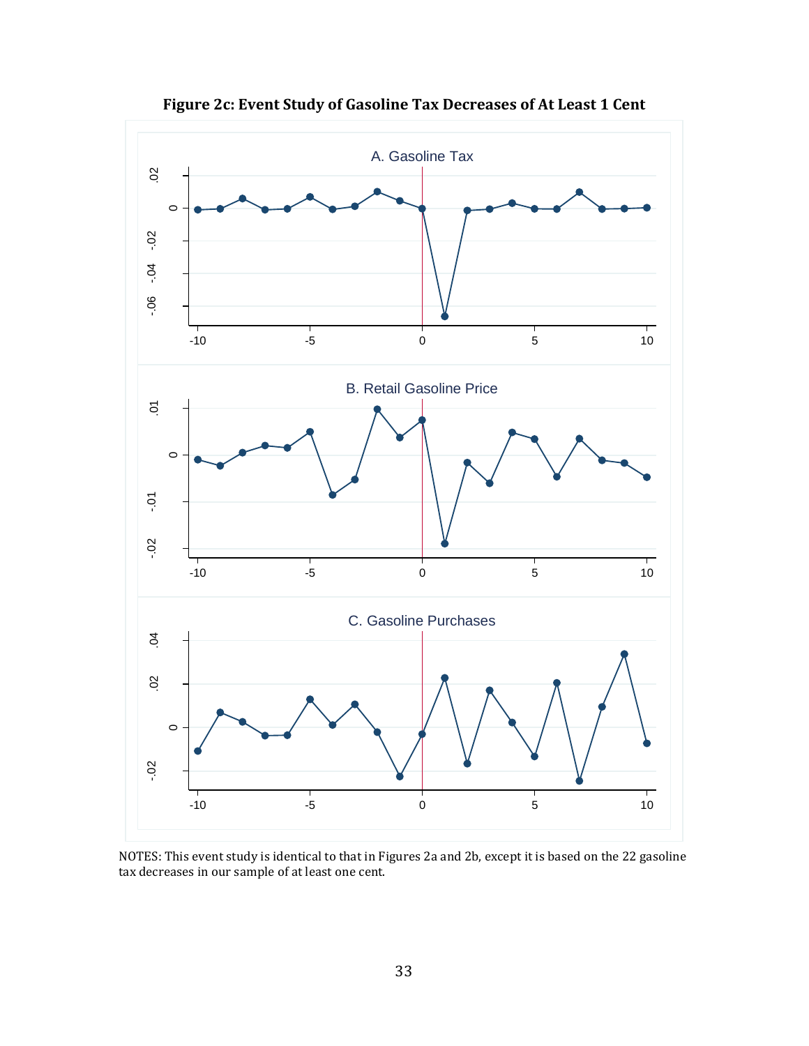**Figure 2c: Event Study of Gasoline Tax Decreases of At Least 1 Cent**

NOTES: This event study is identical to that in Figures 2a and 2b, except it is based on the 22 gasoline tax decreases in our sample of at least one cent.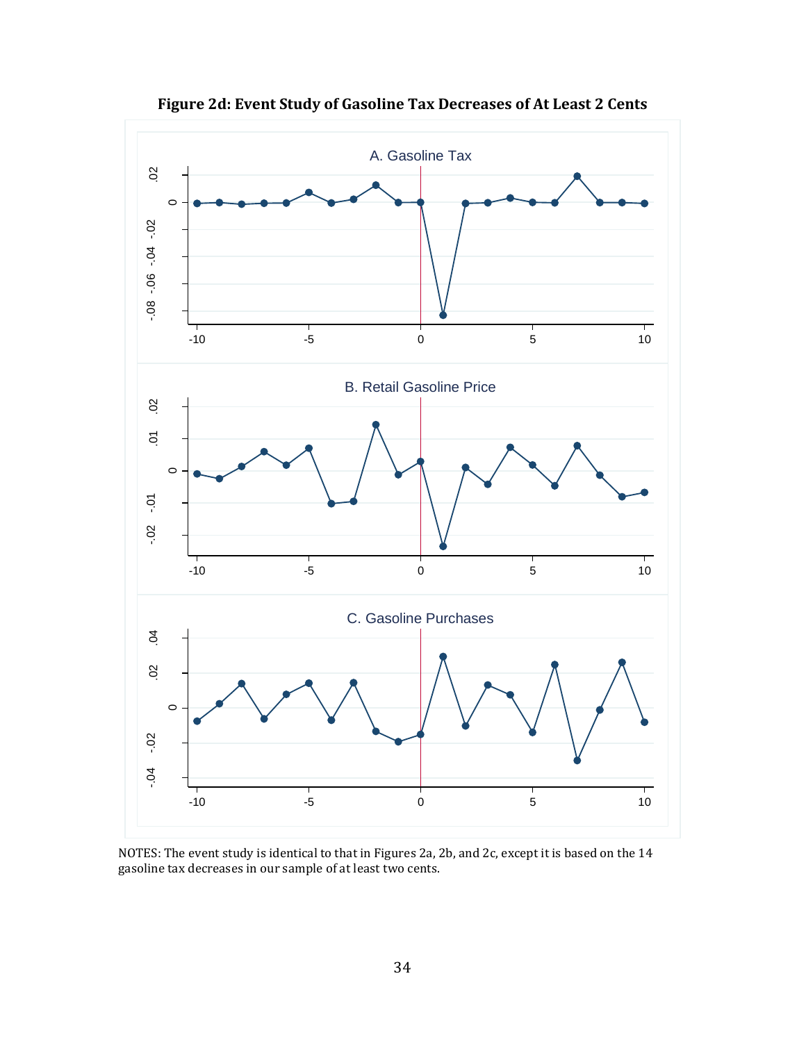**Figure 2d: Event Study of Gasoline Tax Decreases of At Least 2 Cents**

A. Gasoline Tax

.02
0
-.02
-.04
-.06
-.08

-10 -5 0 5 10

B. Retail Gasoline Price

.02
.01
0
-.01
-.02

-10 -5 0 5 10

C. Gasoline Purchases

.04
.02
0
-.02
-.04

-10 -5 0 5 10

NOTES: The event study is identical to that in Figures 2a, 2b, and 2c, except it is based on the 14 gasoline tax decreases in our sample of at least two cents.